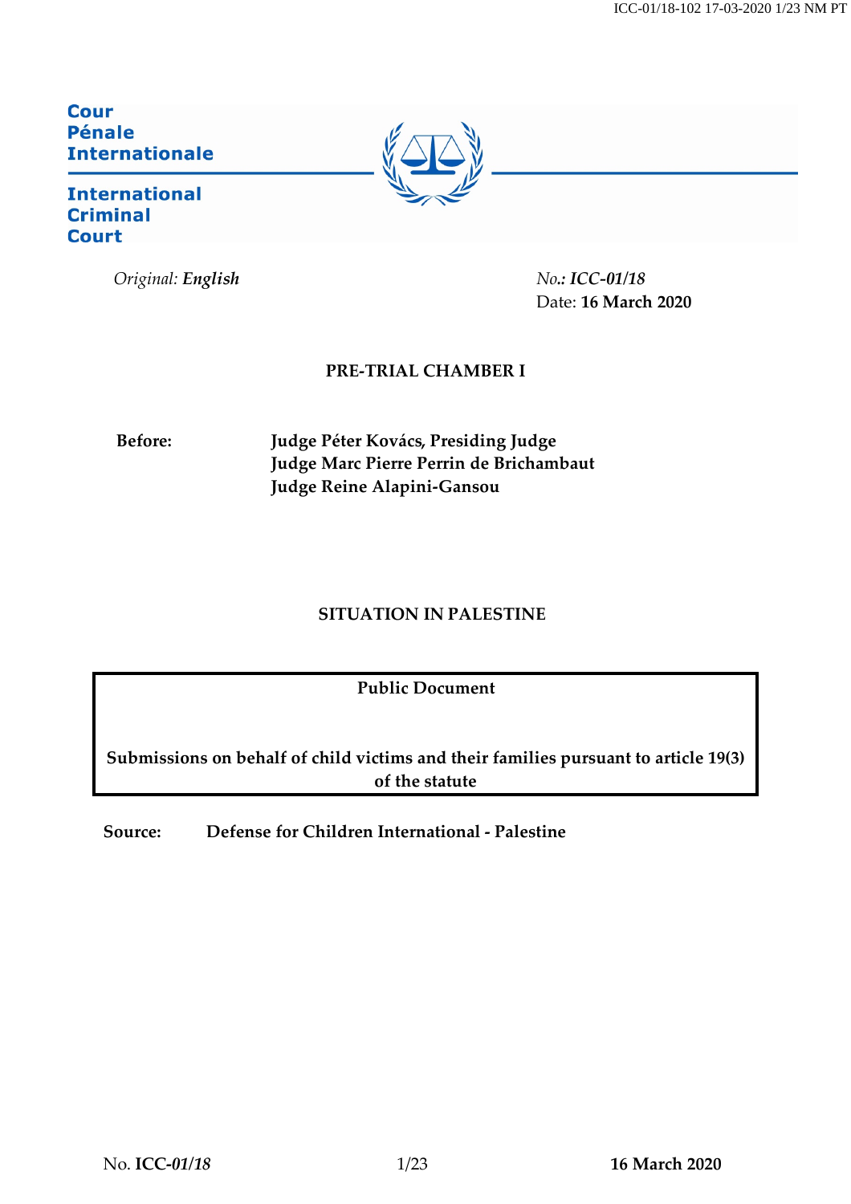**Cour Pénale Internationale**

**International Criminal Court**

*Original:* ***English***

*No.:* ***ICC-01/18***
Date: **16 March 2020**

**PRE-TRIAL CHAMBER I**

**Before:** **Judge Péter Kovács, Presiding Judge**
**Judge Marc Pierre Perrin de Brichambaut**
**Judge Reine Alapini-Gansou**

**SITUATION IN PALESTINE**

**Public Document**

**Submissions on behalf of child victims and their families pursuant to article 19(3) of the statute**

**Source:** **Defense for Children International - Palestine**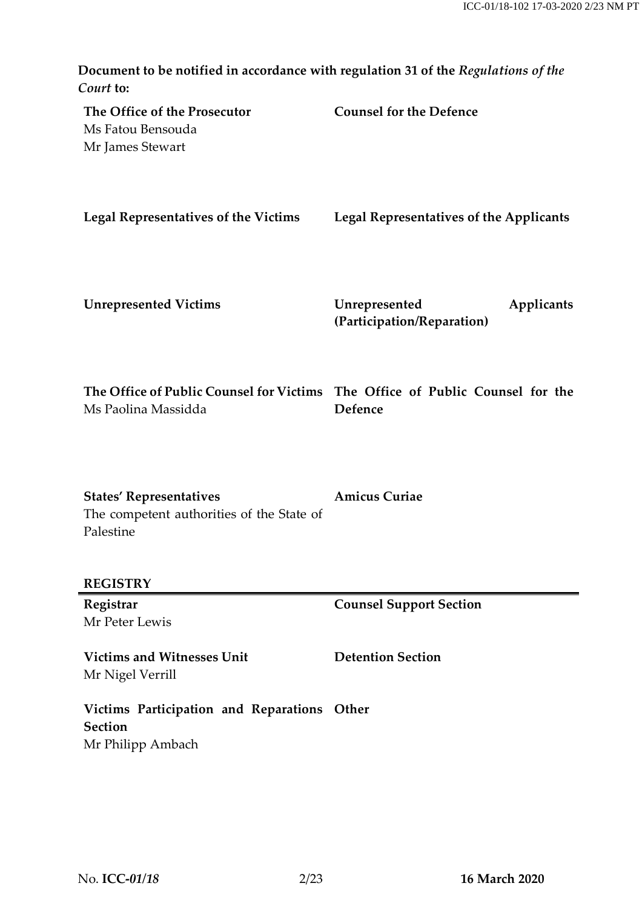**Document to be notified in accordance with regulation 31 of the *Regulations of the Court* to:**

| | |
|---|---|
| **The Office of the Prosecutor**<br>Ms Fatou Bensouda<br>Mr James Stewart | **Counsel for the Defence** |
| **Legal Representatives of the Victims** | **Legal Representatives of the Applicants** |
| **Unrepresented Victims** | **Unrepresented Applicants (Participation/Reparation)** |
| **The Office of Public Counsel for Victims**<br>Ms Paolina Massidda | **The Office of Public Counsel for the Defence** |
| **States' Representatives**<br>The competent authorities of the State of Palestine | **Amicus Curiae** |

**REGISTRY**

| | |
|---|---|
| **Registrar**<br>Mr Peter Lewis | **Counsel Support Section** |
| **Victims and Witnesses Unit**<br>Mr Nigel Verrill | **Detention Section** |
| **Victims Participation and Reparations Section**<br>Mr Philipp Ambach | **Other** |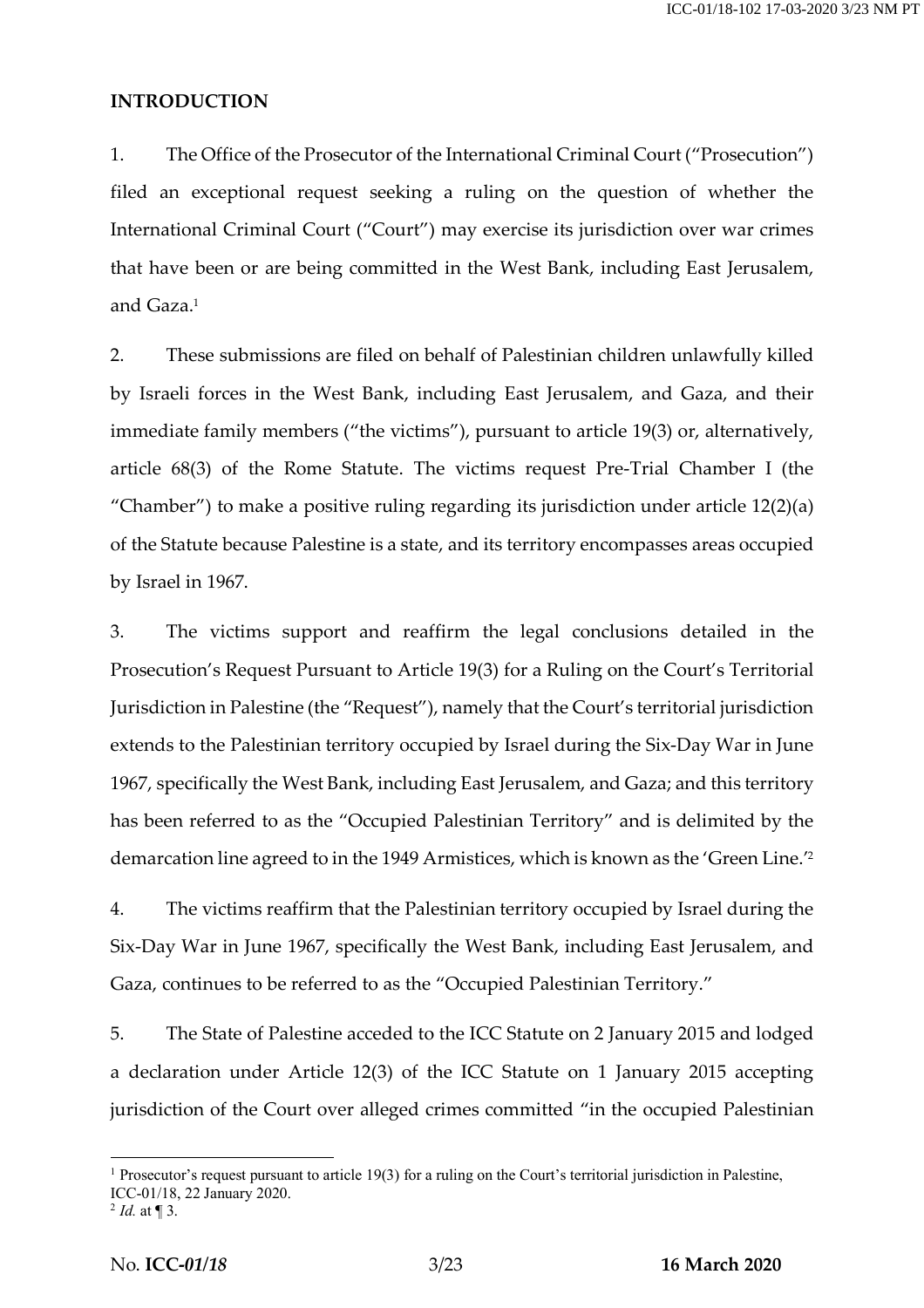## INTRODUCTION

1. The Office of the Prosecutor of the International Criminal Court ("Prosecution") filed an exceptional request seeking a ruling on the question of whether the International Criminal Court ("Court") may exercise its jurisdiction over war crimes that have been or are being committed in the West Bank, including East Jerusalem, and Gaza.[1]

2. These submissions are filed on behalf of Palestinian children unlawfully killed by Israeli forces in the West Bank, including East Jerusalem, and Gaza, and their immediate family members ("the victims"), pursuant to article 19(3) or, alternatively, article 68(3) of the Rome Statute. The victims request Pre-Trial Chamber I (the "Chamber") to make a positive ruling regarding its jurisdiction under article 12(2)(a) of the Statute because Palestine is a state, and its territory encompasses areas occupied by Israel in 1967.

3. The victims support and reaffirm the legal conclusions detailed in the Prosecution's Request Pursuant to Article 19(3) for a Ruling on the Court's Territorial Jurisdiction in Palestine (the "Request"), namely that the Court's territorial jurisdiction extends to the Palestinian territory occupied by Israel during the Six-Day War in June 1967, specifically the West Bank, including East Jerusalem, and Gaza; and this territory has been referred to as the "Occupied Palestinian Territory" and is delimited by the demarcation line agreed to in the 1949 Armistices, which is known as the 'Green Line.'[2]

4. The victims reaffirm that the Palestinian territory occupied by Israel during the Six-Day War in June 1967, specifically the West Bank, including East Jerusalem, and Gaza, continues to be referred to as the "Occupied Palestinian Territory."

5. The State of Palestine acceded to the ICC Statute on 2 January 2015 and lodged a declaration under Article 12(3) of the ICC Statute on 1 January 2015 accepting jurisdiction of the Court over alleged crimes committed "in the occupied Palestinian

---

[1] Prosecutor's request pursuant to article 19(3) for a ruling on the Court's territorial jurisdiction in Palestine, ICC-01/18, 22 January 2020.

[2] *Id.* at ¶ 3.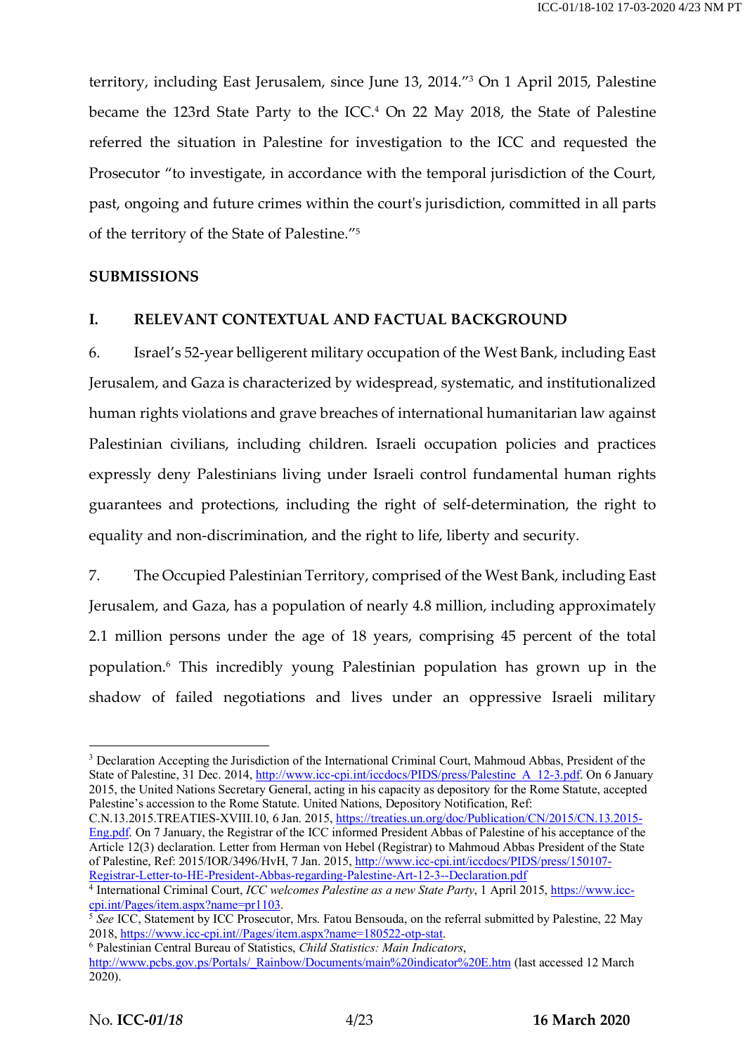territory, including East Jerusalem, since June 13, 2014."[3] On 1 April 2015, Palestine became the 123rd State Party to the ICC.[4] On 22 May 2018, the State of Palestine referred the situation in Palestine for investigation to the ICC and requested the Prosecutor "to investigate, in accordance with the temporal jurisdiction of the Court, past, ongoing and future crimes within the court's jurisdiction, committed in all parts of the territory of the State of Palestine."[5]

## SUBMISSIONS

### I. RELEVANT CONTEXTUAL AND FACTUAL BACKGROUND

6. Israel's 52-year belligerent military occupation of the West Bank, including East Jerusalem, and Gaza is characterized by widespread, systematic, and institutionalized human rights violations and grave breaches of international humanitarian law against Palestinian civilians, including children. Israeli occupation policies and practices expressly deny Palestinians living under Israeli control fundamental human rights guarantees and protections, including the right of self-determination, the right to equality and non-discrimination, and the right to life, liberty and security.

7. The Occupied Palestinian Territory, comprised of the West Bank, including East Jerusalem, and Gaza, has a population of nearly 4.8 million, including approximately 2.1 million persons under the age of 18 years, comprising 45 percent of the total population.[6] This incredibly young Palestinian population has grown up in the shadow of failed negotiations and lives under an oppressive Israeli military

---

[3] Declaration Accepting the Jurisdiction of the International Criminal Court, Mahmoud Abbas, President of the State of Palestine, 31 Dec. 2014, http://www.icc-cpi.int/iccdocs/PIDS/press/Palestine_A_12-3.pdf. On 6 January 2015, the United Nations Secretary General, acting in his capacity as depository for the Rome Statute, accepted Palestine's accession to the Rome Statute. United Nations, Depository Notification, Ref: C.N.13.2015.TREATIES-XVIII.10, 6 Jan. 2015, https://treaties.un.org/doc/Publication/CN/2015/CN.13.2015-Eng.pdf. On 7 January, the Registrar of the ICC informed President Abbas of Palestine of his acceptance of the Article 12(3) declaration. Letter from Herman von Hebel (Registrar) to Mahmoud Abbas President of the State of Palestine, Ref: 2015/IOR/3496/HvH, 7 Jan. 2015, http://www.icc-cpi.int/iccdocs/PIDS/press/150107-Registrar-Letter-to-HE-President-Abbas-regarding-Palestine-Art-12-3--Declaration.pdf

[4] International Criminal Court, *ICC welcomes Palestine as a new State Party*, 1 April 2015, https://www.icc-cpi.int/Pages/item.aspx?name=pr1103.

[5] *See* ICC, Statement by ICC Prosecutor, Mrs. Fatou Bensouda, on the referral submitted by Palestine, 22 May 2018, https://www.icc-cpi.int//Pages/item.aspx?name=180522-otp-stat.

[6] Palestinian Central Bureau of Statistics, *Child Statistics: Main Indicators*, http://www.pcbs.gov.ps/Portals/_Rainbow/Documents/main%20indicator%20E.htm (last accessed 12 March 2020).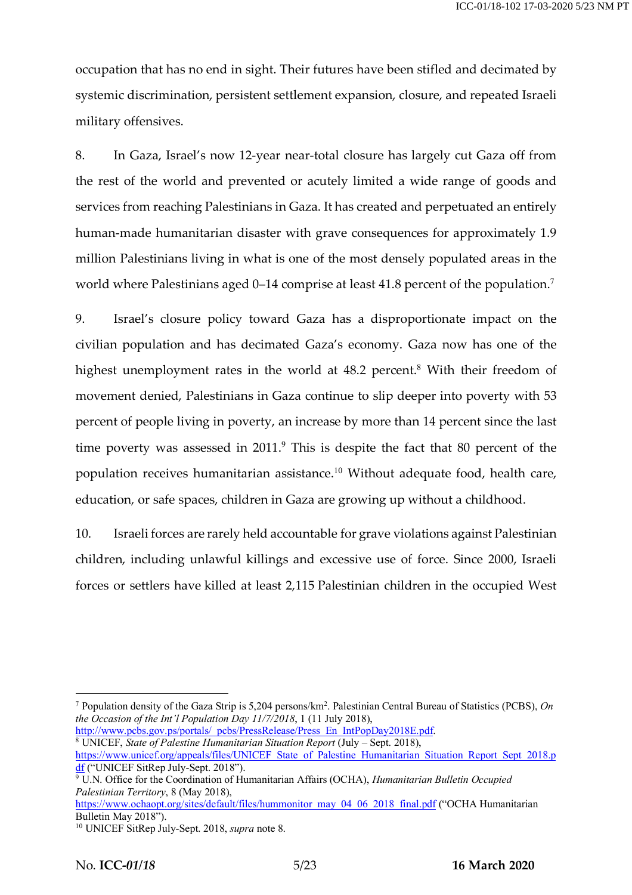occupation that has no end in sight. Their futures have been stifled and decimated by systemic discrimination, persistent settlement expansion, closure, and repeated Israeli military offensives.

8. In Gaza, Israel's now 12-year near-total closure has largely cut Gaza off from the rest of the world and prevented or acutely limited a wide range of goods and services from reaching Palestinians in Gaza. It has created and perpetuated an entirely human-made humanitarian disaster with grave consequences for approximately 1.9 million Palestinians living in what is one of the most densely populated areas in the world where Palestinians aged 0–14 comprise at least 41.8 percent of the population.[7]

9. Israel's closure policy toward Gaza has a disproportionate impact on the civilian population and has decimated Gaza's economy. Gaza now has one of the highest unemployment rates in the world at 48.2 percent.[8] With their freedom of movement denied, Palestinians in Gaza continue to slip deeper into poverty with 53 percent of people living in poverty, an increase by more than 14 percent since the last time poverty was assessed in 2011.[9] This is despite the fact that 80 percent of the population receives humanitarian assistance.[10] Without adequate food, health care, education, or safe spaces, children in Gaza are growing up without a childhood.

10. Israeli forces are rarely held accountable for grave violations against Palestinian children, including unlawful killings and excessive use of force. Since 2000, Israeli forces or settlers have killed at least 2,115 Palestinian children in the occupied West

---

[7] Population density of the Gaza Strip is 5,204 persons/km$^2$. Palestinian Central Bureau of Statistics (PCBS), *On the Occasion of the Int'l Population Day 11/7/2018*, 1 (11 July 2018), http://www.pcbs.gov.ps/portals/_pcbs/PressRelease/Press_En_IntPopDay2018E.pdf.

[8] UNICEF, *State of Palestine Humanitarian Situation Report* (July – Sept. 2018), https://www.unicef.org/appeals/files/UNICEF_State_of_Palestine_Humanitarian_Situation_Report_Sept_2018.pdf ("UNICEF SitRep July-Sept. 2018").

[9] U.N. Office for the Coordination of Humanitarian Affairs (OCHA), *Humanitarian Bulletin Occupied Palestinian Territory*, 8 (May 2018), https://www.ochaopt.org/sites/default/files/hummonitor_may_04_06_2018_final.pdf ("OCHA Humanitarian Bulletin May 2018").

[10] UNICEF SitRep July-Sept. 2018, *supra* note 8.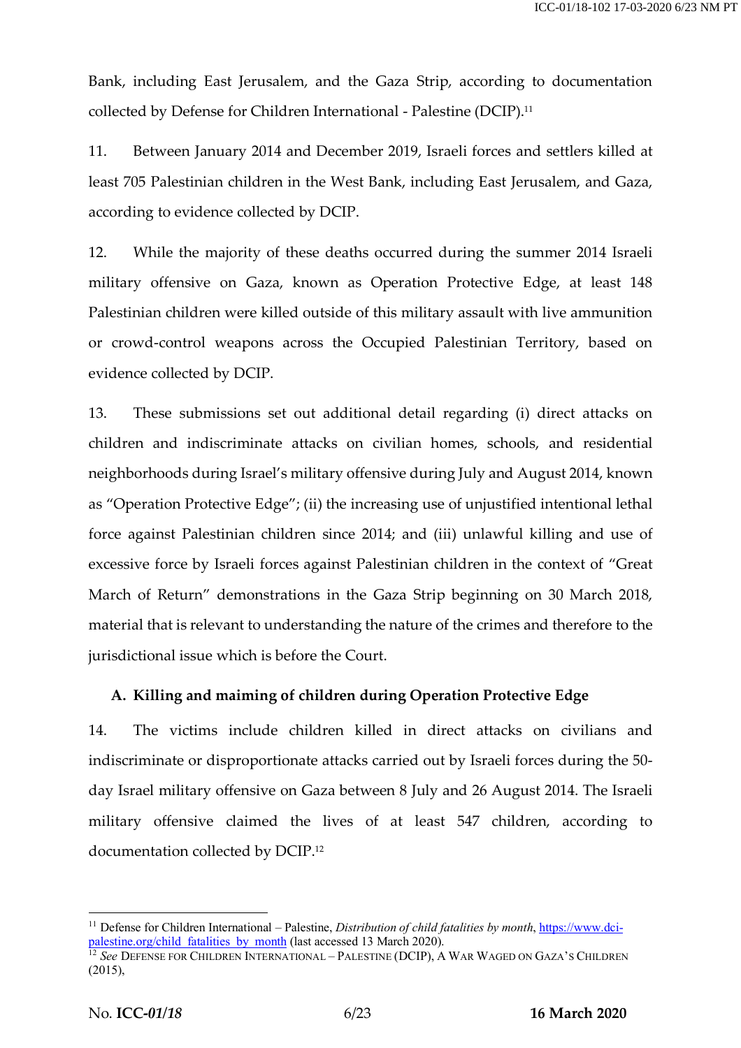Bank, including East Jerusalem, and the Gaza Strip, according to documentation collected by Defense for Children International - Palestine (DCIP).[11]

11. Between January 2014 and December 2019, Israeli forces and settlers killed at least 705 Palestinian children in the West Bank, including East Jerusalem, and Gaza, according to evidence collected by DCIP.

12. While the majority of these deaths occurred during the summer 2014 Israeli military offensive on Gaza, known as Operation Protective Edge, at least 148 Palestinian children were killed outside of this military assault with live ammunition or crowd-control weapons across the Occupied Palestinian Territory, based on evidence collected by DCIP.

13. These submissions set out additional detail regarding (i) direct attacks on children and indiscriminate attacks on civilian homes, schools, and residential neighborhoods during Israel's military offensive during July and August 2014, known as "Operation Protective Edge"; (ii) the increasing use of unjustified intentional lethal force against Palestinian children since 2014; and (iii) unlawful killing and use of excessive force by Israeli forces against Palestinian children in the context of "Great March of Return" demonstrations in the Gaza Strip beginning on 30 March 2018, material that is relevant to understanding the nature of the crimes and therefore to the jurisdictional issue which is before the Court.

## A. Killing and maiming of children during Operation Protective Edge

14. The victims include children killed in direct attacks on civilians and indiscriminate or disproportionate attacks carried out by Israeli forces during the 50-day Israel military offensive on Gaza between 8 July and 26 August 2014. The Israeli military offensive claimed the lives of at least 547 children, according to documentation collected by DCIP.[12]

---

[11] Defense for Children International – Palestine, *Distribution of child fatalities by month*, [https://www.dci-palestine.org/child_fatalities_by_month](https://www.dci-palestine.org/child_fatalities_by_month) (last accessed 13 March 2020).

[12] *See* DEFENSE FOR CHILDREN INTERNATIONAL – PALESTINE (DCIP), A WAR WAGED ON GAZA'S CHILDREN (2015),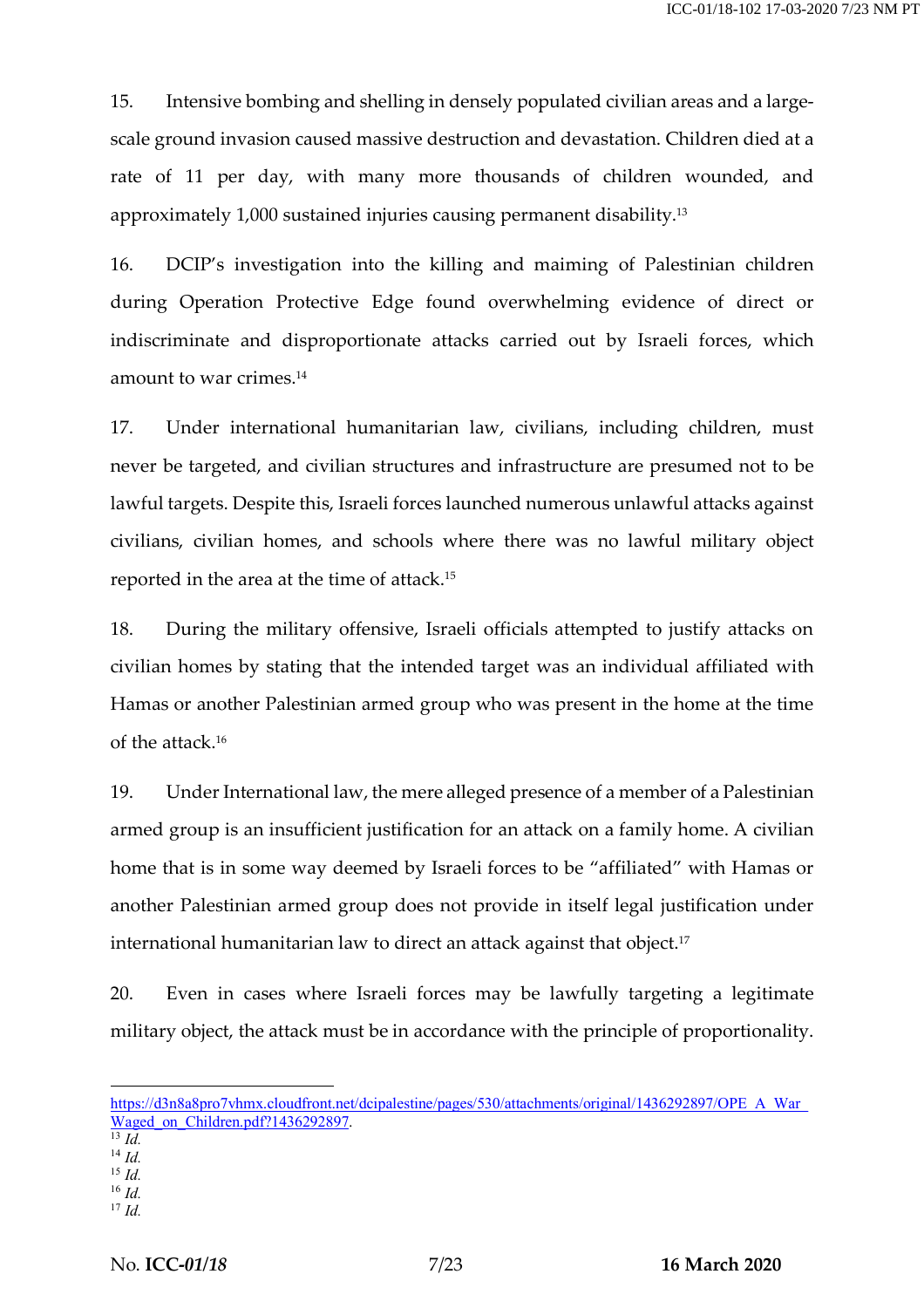15. Intensive bombing and shelling in densely populated civilian areas and a large-scale ground invasion caused massive destruction and devastation. Children died at a rate of 11 per day, with many more thousands of children wounded, and approximately 1,000 sustained injuries causing permanent disability.[13]

16. DCIP's investigation into the killing and maiming of Palestinian children during Operation Protective Edge found overwhelming evidence of direct or indiscriminate and disproportionate attacks carried out by Israeli forces, which amount to war crimes.[14]

17. Under international humanitarian law, civilians, including children, must never be targeted, and civilian structures and infrastructure are presumed not to be lawful targets. Despite this, Israeli forces launched numerous unlawful attacks against civilians, civilian homes, and schools where there was no lawful military object reported in the area at the time of attack.[15]

18. During the military offensive, Israeli officials attempted to justify attacks on civilian homes by stating that the intended target was an individual affiliated with Hamas or another Palestinian armed group who was present in the home at the time of the attack.[16]

19. Under International law, the mere alleged presence of a member of a Palestinian armed group is an insufficient justification for an attack on a family home. A civilian home that is in some way deemed by Israeli forces to be "affiliated" with Hamas or another Palestinian armed group does not provide in itself legal justification under international humanitarian law to direct an attack against that object.[17]

20. Even in cases where Israeli forces may be lawfully targeting a legitimate military object, the attack must be in accordance with the principle of proportionality.

---

https://d3n8a8pro7vhmx.cloudfront.net/dcipalestine/pages/530/attachments/original/1436292897/OPE_A_War_Waged_on_Children.pdf?1436292897.

[13] *Id.*

[14] *Id.*

[15] *Id.*

[16] *Id.*

[17] *Id.*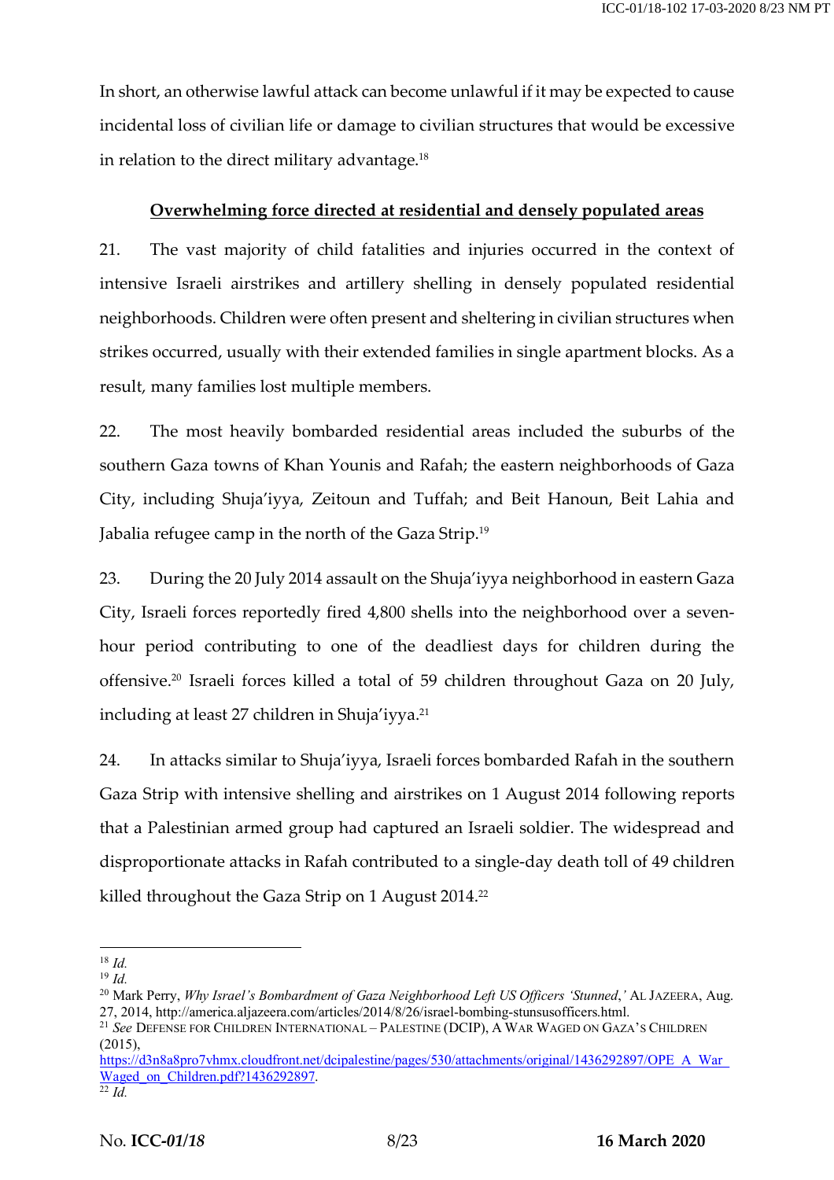In short, an otherwise lawful attack can become unlawful if it may be expected to cause incidental loss of civilian life or damage to civilian structures that would be excessive in relation to the direct military advantage.[18]

**Overwhelming force directed at residential and densely populated areas**

21. The vast majority of child fatalities and injuries occurred in the context of intensive Israeli airstrikes and artillery shelling in densely populated residential neighborhoods. Children were often present and sheltering in civilian structures when strikes occurred, usually with their extended families in single apartment blocks. As a result, many families lost multiple members.

22. The most heavily bombarded residential areas included the suburbs of the southern Gaza towns of Khan Younis and Rafah; the eastern neighborhoods of Gaza City, including Shuja'iyya, Zeitoun and Tuffah; and Beit Hanoun, Beit Lahia and Jabalia refugee camp in the north of the Gaza Strip.[19]

23. During the 20 July 2014 assault on the Shuja'iyya neighborhood in eastern Gaza City, Israeli forces reportedly fired 4,800 shells into the neighborhood over a seven-hour period contributing to one of the deadliest days for children during the offensive.[20] Israeli forces killed a total of 59 children throughout Gaza on 20 July, including at least 27 children in Shuja'iyya.[21]

24. In attacks similar to Shuja'iyya, Israeli forces bombarded Rafah in the southern Gaza Strip with intensive shelling and airstrikes on 1 August 2014 following reports that a Palestinian armed group had captured an Israeli soldier. The widespread and disproportionate attacks in Rafah contributed to a single-day death toll of 49 children killed throughout the Gaza Strip on 1 August 2014.[22]

---

[18] *Id.*

[19] *Id.*

[20] Mark Perry, *Why Israel's Bombardment of Gaza Neighborhood Left US Officers 'Stunned,'* AL JAZEERA, Aug. 27, 2014, http://america.aljazeera.com/articles/2014/8/26/israel-bombing-stunsusofficers.html.

[21] *See* DEFENSE FOR CHILDREN INTERNATIONAL – PALESTINE (DCIP), A WAR WAGED ON GAZA'S CHILDREN (2015), https://d3n8a8pro7vhmx.cloudfront.net/dcipalestine/pages/530/attachments/original/1436292897/OPE_A_War_Waged_on_Children.pdf?1436292897.

[22] *Id.*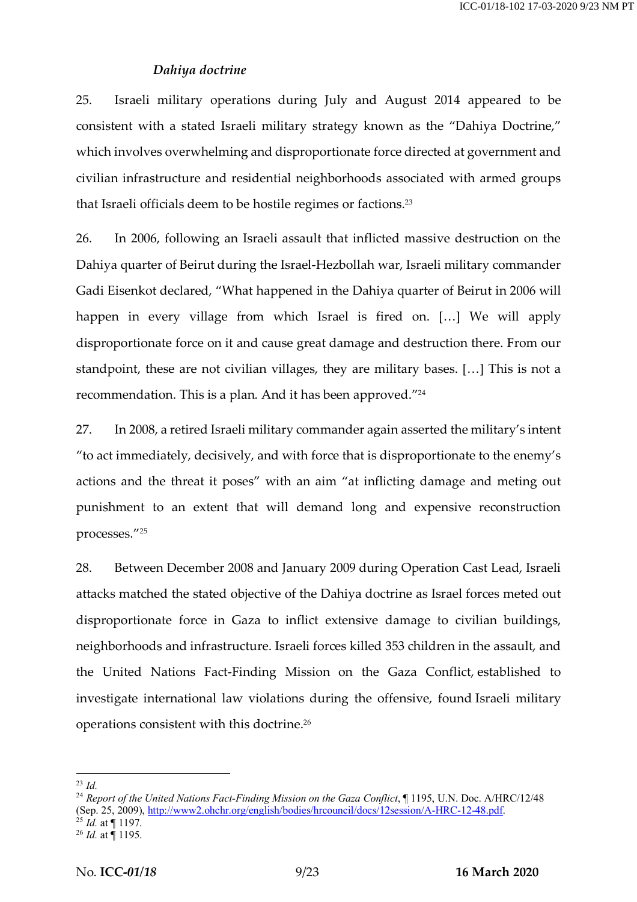*Dahiya doctrine*

25. Israeli military operations during July and August 2014 appeared to be consistent with a stated Israeli military strategy known as the "Dahiya Doctrine," which involves overwhelming and disproportionate force directed at government and civilian infrastructure and residential neighborhoods associated with armed groups that Israeli officials deem to be hostile regimes or factions.[23]

26. In 2006, following an Israeli assault that inflicted massive destruction on the Dahiya quarter of Beirut during the Israel-Hezbollah war, Israeli military commander Gadi Eisenkot declared, "What happened in the Dahiya quarter of Beirut in 2006 will happen in every village from which Israel is fired on. […] We will apply disproportionate force on it and cause great damage and destruction there. From our standpoint, these are not civilian villages, they are military bases. […] This is not a recommendation. This is a plan. And it has been approved."[24]

27. In 2008, a retired Israeli military commander again asserted the military's intent "to act immediately, decisively, and with force that is disproportionate to the enemy's actions and the threat it poses" with an aim "at inflicting damage and meting out punishment to an extent that will demand long and expensive reconstruction processes."[25]

28. Between December 2008 and January 2009 during Operation Cast Lead, Israeli attacks matched the stated objective of the Dahiya doctrine as Israel forces meted out disproportionate force in Gaza to inflict extensive damage to civilian buildings, neighborhoods and infrastructure. Israeli forces killed 353 children in the assault, and the United Nations Fact-Finding Mission on the Gaza Conflict, established to investigate international law violations during the offensive, found Israeli military operations consistent with this doctrine.[26]

---

[23] *Id.*

[24] *Report of the United Nations Fact-Finding Mission on the Gaza Conflict*, ¶ 1195, U.N. Doc. A/HRC/12/48 (Sep. 25, 2009), http://www2.ohchr.org/english/bodies/hrcouncil/docs/12session/A-HRC-12-48.pdf.

[25] *Id.* at ¶ 1197.

[26] *Id.* at ¶ 1195.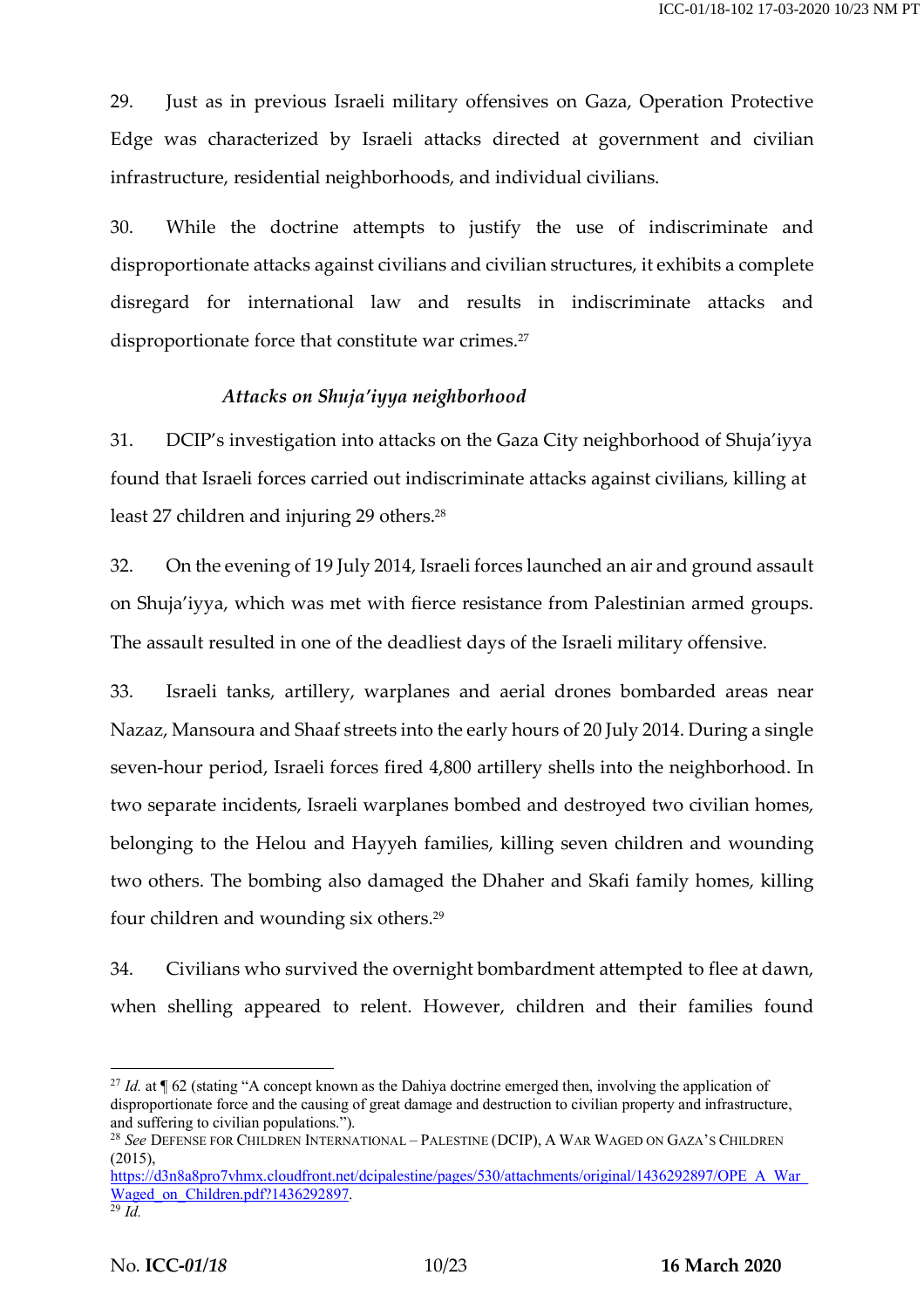29. Just as in previous Israeli military offensives on Gaza, Operation Protective Edge was characterized by Israeli attacks directed at government and civilian infrastructure, residential neighborhoods, and individual civilians.

30. While the doctrine attempts to justify the use of indiscriminate and disproportionate attacks against civilians and civilian structures, it exhibits a complete disregard for international law and results in indiscriminate attacks and disproportionate force that constitute war crimes.[27]

*Attacks on Shuja'iyya neighborhood*

31. DCIP's investigation into attacks on the Gaza City neighborhood of Shuja'iyya found that Israeli forces carried out indiscriminate attacks against civilians, killing at least 27 children and injuring 29 others.[28]

32. On the evening of 19 July 2014, Israeli forces launched an air and ground assault on Shuja'iyya, which was met with fierce resistance from Palestinian armed groups. The assault resulted in one of the deadliest days of the Israeli military offensive.

33. Israeli tanks, artillery, warplanes and aerial drones bombarded areas near Nazaz, Mansoura and Shaaf streets into the early hours of 20 July 2014. During a single seven-hour period, Israeli forces fired 4,800 artillery shells into the neighborhood. In two separate incidents, Israeli warplanes bombed and destroyed two civilian homes, belonging to the Helou and Hayyeh families, killing seven children and wounding two others. The bombing also damaged the Dhaher and Skafi family homes, killing four children and wounding six others.[29]

34. Civilians who survived the overnight bombardment attempted to flee at dawn, when shelling appeared to relent. However, children and their families found

---

[27] *Id.* at ¶ 62 (stating "A concept known as the Dahiya doctrine emerged then, involving the application of disproportionate force and the causing of great damage and destruction to civilian property and infrastructure, and suffering to civilian populations.").

[28] *See* DEFENSE FOR CHILDREN INTERNATIONAL – PALESTINE (DCIP), A WAR WAGED ON GAZA'S CHILDREN (2015), https://d3n8a8pro7vhmx.cloudfront.net/dcipalestine/pages/530/attachments/original/1436292897/OPE_A_War_Waged_on_Children.pdf?1436292897.

[29] *Id.*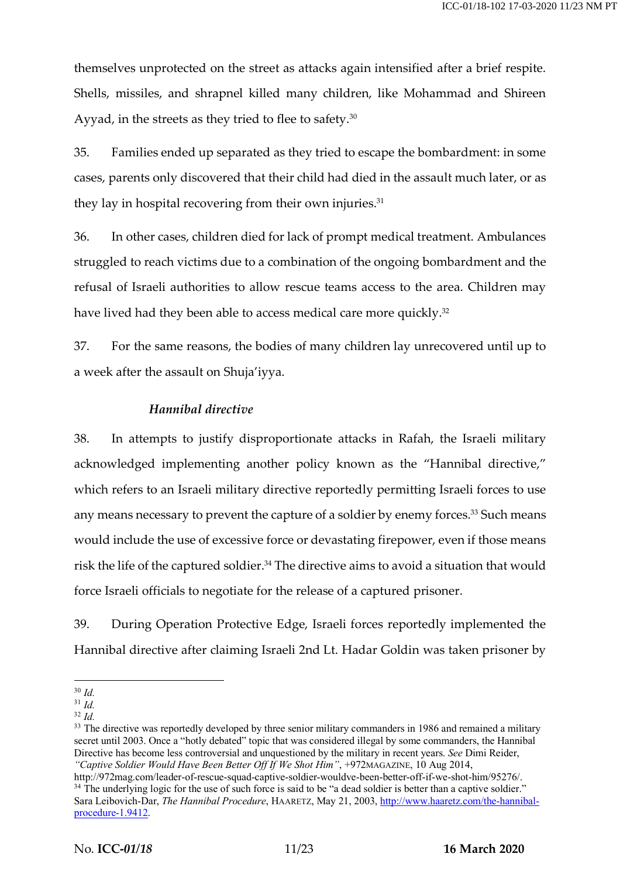themselves unprotected on the street as attacks again intensified after a brief respite. Shells, missiles, and shrapnel killed many children, like Mohammad and Shireen Ayyad, in the streets as they tried to flee to safety.[30]

35. Families ended up separated as they tried to escape the bombardment: in some cases, parents only discovered that their child had died in the assault much later, or as they lay in hospital recovering from their own injuries.[31]

36. In other cases, children died for lack of prompt medical treatment. Ambulances struggled to reach victims due to a combination of the ongoing bombardment and the refusal of Israeli authorities to allow rescue teams access to the area. Children may have lived had they been able to access medical care more quickly.[32]

37. For the same reasons, the bodies of many children lay unrecovered until up to a week after the assault on Shuja'iyya.

### *Hannibal directive*

38. In attempts to justify disproportionate attacks in Rafah, the Israeli military acknowledged implementing another policy known as the "Hannibal directive," which refers to an Israeli military directive reportedly permitting Israeli forces to use any means necessary to prevent the capture of a soldier by enemy forces.[33] Such means would include the use of excessive force or devastating firepower, even if those means risk the life of the captured soldier.[34] The directive aims to avoid a situation that would force Israeli officials to negotiate for the release of a captured prisoner.

39. During Operation Protective Edge, Israeli forces reportedly implemented the Hannibal directive after claiming Israeli 2nd Lt. Hadar Goldin was taken prisoner by

---

[30] *Id.*

[31] *Id.*

[32] *Id.*

[33] The directive was reportedly developed by three senior military commanders in 1986 and remained a military secret until 2003. Once a "hotly debated" topic that was considered illegal by some commanders, the Hannibal Directive has become less controversial and unquestioned by the military in recent years. *See* Dimi Reider, *"Captive Soldier Would Have Been Better Off If We Shot Him"*, +972MAGAZINE, 10 Aug 2014, http://972mag.com/leader-of-rescue-squad-captive-soldier-wouldve-been-better-off-if-we-shot-him/95276/.

[34] The underlying logic for the use of such force is said to be "a dead soldier is better than a captive soldier." Sara Leibovich-Dar, *The Hannibal Procedure*, HAARETZ, May 21, 2003, http://www.haaretz.com/the-hannibal-procedure-1.9412.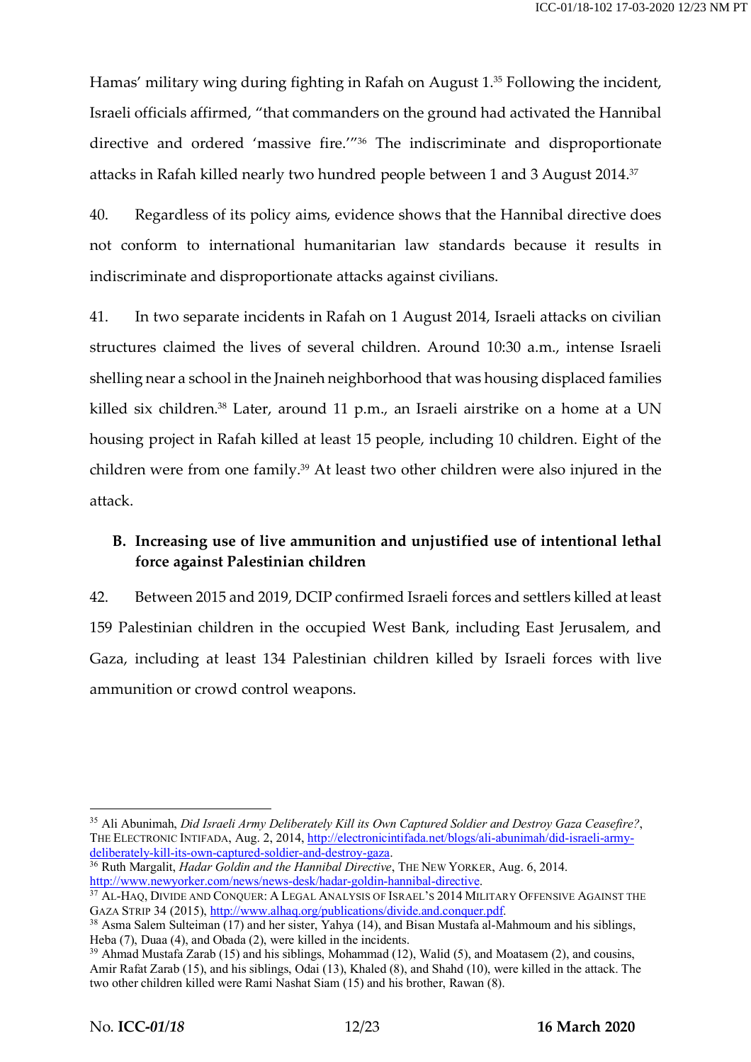Hamas' military wing during fighting in Rafah on August 1.[35] Following the incident, Israeli officials affirmed, "that commanders on the ground had activated the Hannibal directive and ordered 'massive fire.'"[36] The indiscriminate and disproportionate attacks in Rafah killed nearly two hundred people between 1 and 3 August 2014.[37]

40. Regardless of its policy aims, evidence shows that the Hannibal directive does not conform to international humanitarian law standards because it results in indiscriminate and disproportionate attacks against civilians.

41. In two separate incidents in Rafah on 1 August 2014, Israeli attacks on civilian structures claimed the lives of several children. Around 10:30 a.m., intense Israeli shelling near a school in the Jnaineh neighborhood that was housing displaced families killed six children.[38] Later, around 11 p.m., an Israeli airstrike on a home at a UN housing project in Rafah killed at least 15 people, including 10 children. Eight of the children were from one family.[39] At least two other children were also injured in the attack.

## B. Increasing use of live ammunition and unjustified use of intentional lethal force against Palestinian children

42. Between 2015 and 2019, DCIP confirmed Israeli forces and settlers killed at least 159 Palestinian children in the occupied West Bank, including East Jerusalem, and Gaza, including at least 134 Palestinian children killed by Israeli forces with live ammunition or crowd control weapons.

---

[35] Ali Abunimah, *Did Israeli Army Deliberately Kill its Own Captured Soldier and Destroy Gaza Ceasefire?*, THE ELECTRONIC INTIFADA, Aug. 2, 2014, http://electronicintifada.net/blogs/ali-abunimah/did-israeli-army-deliberately-kill-its-own-captured-soldier-and-destroy-gaza.

[36] Ruth Margalit, *Hadar Goldin and the Hannibal Directive*, THE NEW YORKER, Aug. 6, 2014. http://www.newyorker.com/news/news-desk/hadar-goldin-hannibal-directive.

[37] AL-HAQ, DIVIDE AND CONQUER: A LEGAL ANALYSIS OF ISRAEL'S 2014 MILITARY OFFENSIVE AGAINST THE GAZA STRIP 34 (2015), http://www.alhaq.org/publications/divide.and.conquer.pdf.

[38] Asma Salem Sulteiman (17) and her sister, Yahya (14), and Bisan Mustafa al-Mahmoum and his siblings, Heba (7), Duaa (4), and Obada (2), were killed in the incidents.

[39] Ahmad Mustafa Zarab (15) and his siblings, Mohammad (12), Walid (5), and Moatasem (2), and cousins, Amir Rafat Zarab (15), and his siblings, Odai (13), Khaled (8), and Shahd (10), were killed in the attack. The two other children killed were Rami Nashat Siam (15) and his brother, Rawan (8).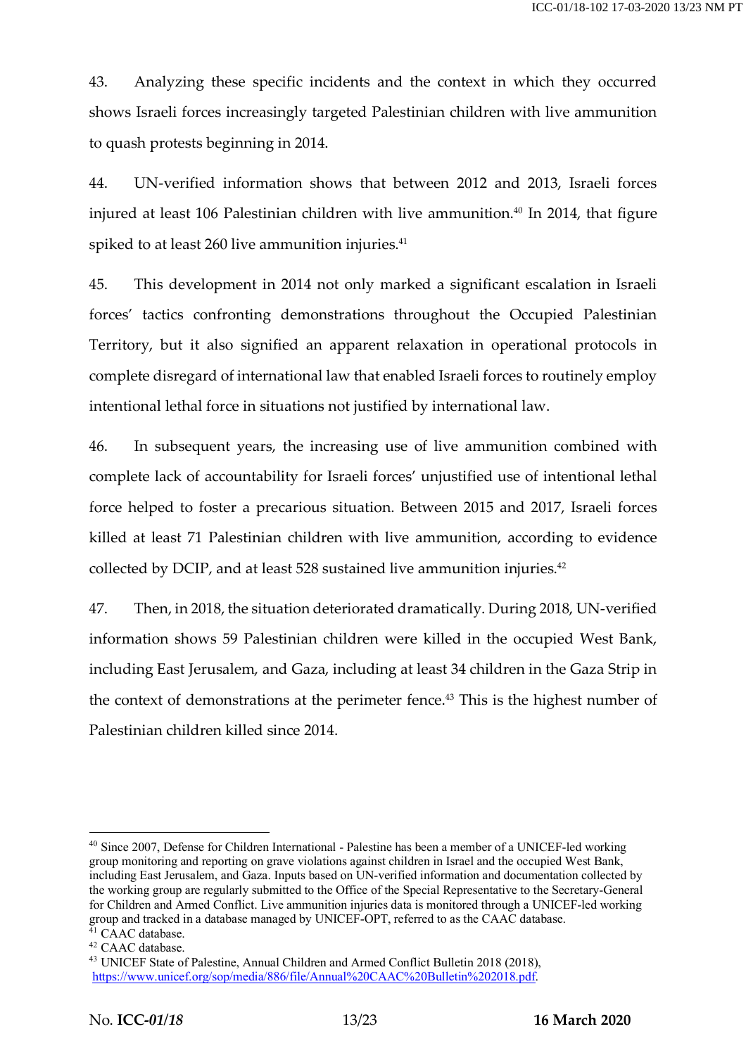43. Analyzing these specific incidents and the context in which they occurred shows Israeli forces increasingly targeted Palestinian children with live ammunition to quash protests beginning in 2014.

44. UN-verified information shows that between 2012 and 2013, Israeli forces injured at least 106 Palestinian children with live ammunition.[40] In 2014, that figure spiked to at least 260 live ammunition injuries.[41]

45. This development in 2014 not only marked a significant escalation in Israeli forces' tactics confronting demonstrations throughout the Occupied Palestinian Territory, but it also signified an apparent relaxation in operational protocols in complete disregard of international law that enabled Israeli forces to routinely employ intentional lethal force in situations not justified by international law.

46. In subsequent years, the increasing use of live ammunition combined with complete lack of accountability for Israeli forces' unjustified use of intentional lethal force helped to foster a precarious situation. Between 2015 and 2017, Israeli forces killed at least 71 Palestinian children with live ammunition, according to evidence collected by DCIP, and at least 528 sustained live ammunition injuries.[42]

47. Then, in 2018, the situation deteriorated dramatically. During 2018, UN-verified information shows 59 Palestinian children were killed in the occupied West Bank, including East Jerusalem, and Gaza, including at least 34 children in the Gaza Strip in the context of demonstrations at the perimeter fence.[43] This is the highest number of Palestinian children killed since 2014.

---

[40] Since 2007, Defense for Children International - Palestine has been a member of a UNICEF-led working group monitoring and reporting on grave violations against children in Israel and the occupied West Bank, including East Jerusalem, and Gaza. Inputs based on UN-verified information and documentation collected by the working group are regularly submitted to the Office of the Special Representative to the Secretary-General for Children and Armed Conflict. Live ammunition injuries data is monitored through a UNICEF-led working group and tracked in a database managed by UNICEF-OPT, referred to as the CAAC database.

[41] CAAC database.

[42] CAAC database.

[43] UNICEF State of Palestine, Annual Children and Armed Conflict Bulletin 2018 (2018), https://www.unicef.org/sop/media/886/file/Annual%20CAAC%20Bulletin%202018.pdf.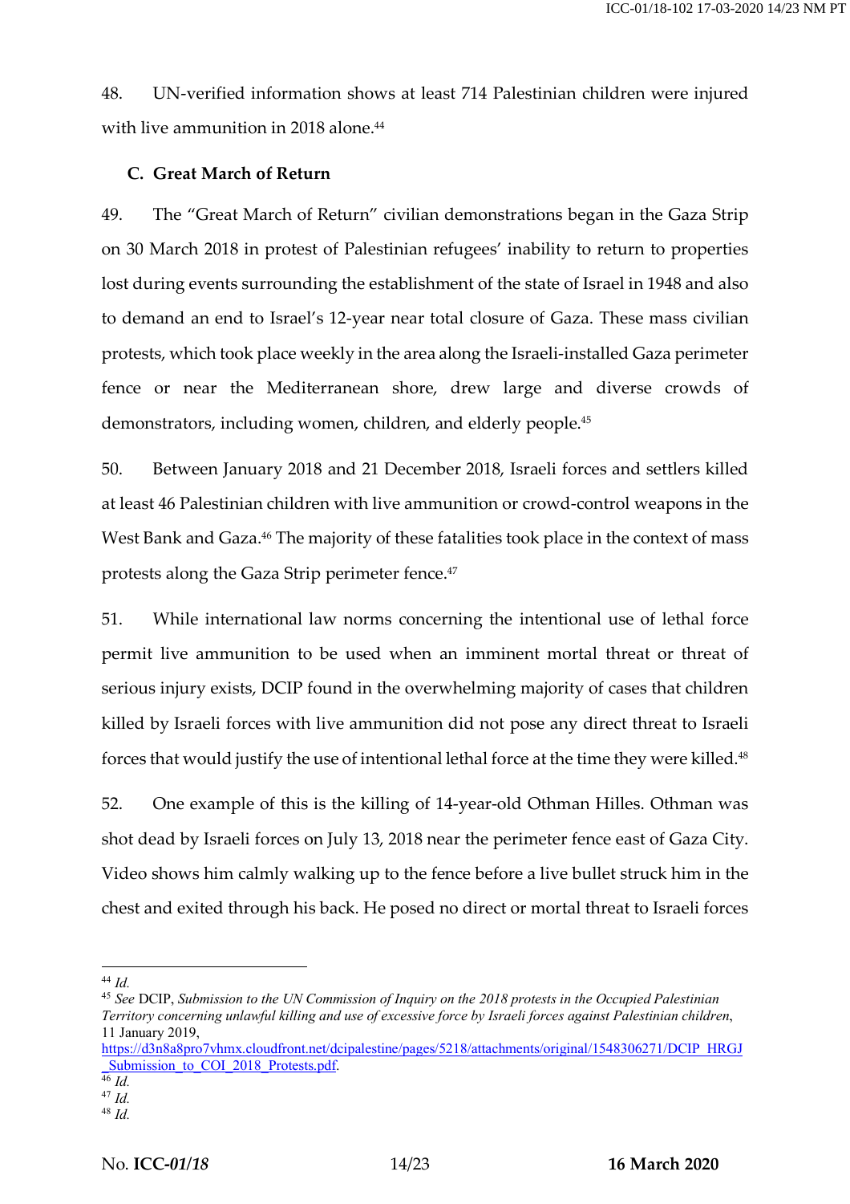48. UN-verified information shows at least 714 Palestinian children were injured with live ammunition in 2018 alone.[44]

### C. Great March of Return

49. The "Great March of Return" civilian demonstrations began in the Gaza Strip on 30 March 2018 in protest of Palestinian refugees' inability to return to properties lost during events surrounding the establishment of the state of Israel in 1948 and also to demand an end to Israel's 12-year near total closure of Gaza. These mass civilian protests, which took place weekly in the area along the Israeli-installed Gaza perimeter fence or near the Mediterranean shore, drew large and diverse crowds of demonstrators, including women, children, and elderly people.[45]

50. Between January 2018 and 21 December 2018, Israeli forces and settlers killed at least 46 Palestinian children with live ammunition or crowd-control weapons in the West Bank and Gaza.[46] The majority of these fatalities took place in the context of mass protests along the Gaza Strip perimeter fence.[47]

51. While international law norms concerning the intentional use of lethal force permit live ammunition to be used when an imminent mortal threat or threat of serious injury exists, DCIP found in the overwhelming majority of cases that children killed by Israeli forces with live ammunition did not pose any direct threat to Israeli forces that would justify the use of intentional lethal force at the time they were killed.[48]

52. One example of this is the killing of 14-year-old Othman Hilles. Othman was shot dead by Israeli forces on July 13, 2018 near the perimeter fence east of Gaza City. Video shows him calmly walking up to the fence before a live bullet struck him in the chest and exited through his back. He posed no direct or mortal threat to Israeli forces

---

[44] *Id.*

[45] *See* DCIP, *Submission to the UN Commission of Inquiry on the 2018 protests in the Occupied Palestinian Territory concerning unlawful killing and use of excessive force by Israeli forces against Palestinian children*, 11 January 2019, https://d3n8a8pro7vhmx.cloudfront.net/dcipalestine/pages/5218/attachments/original/1548306271/DCIP_HRGJ_Submission_to_COI_2018_Protests.pdf.

[46] *Id.*

[47] *Id.*

[48] *Id.*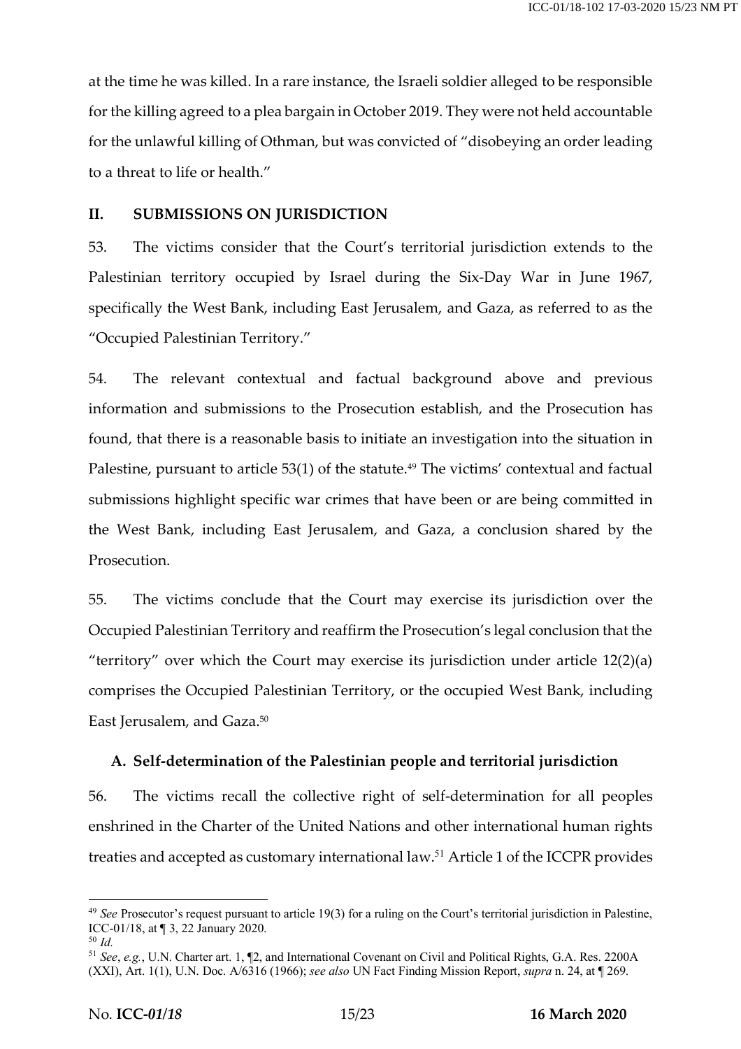at the time he was killed. In a rare instance, the Israeli soldier alleged to be responsible for the killing agreed to a plea bargain in October 2019. They were not held accountable for the unlawful killing of Othman, but was convicted of "disobeying an order leading to a threat to life or health."

## II. SUBMISSIONS ON JURISDICTION

53. The victims consider that the Court's territorial jurisdiction extends to the Palestinian territory occupied by Israel during the Six-Day War in June 1967, specifically the West Bank, including East Jerusalem, and Gaza, as referred to as the "Occupied Palestinian Territory."

54. The relevant contextual and factual background above and previous information and submissions to the Prosecution establish, and the Prosecution has found, that there is a reasonable basis to initiate an investigation into the situation in Palestine, pursuant to article 53(1) of the statute.[49] The victims' contextual and factual submissions highlight specific war crimes that have been or are being committed in the West Bank, including East Jerusalem, and Gaza, a conclusion shared by the Prosecution.

55. The victims conclude that the Court may exercise its jurisdiction over the Occupied Palestinian Territory and reaffirm the Prosecution's legal conclusion that the "territory" over which the Court may exercise its jurisdiction under article 12(2)(a) comprises the Occupied Palestinian Territory, or the occupied West Bank, including East Jerusalem, and Gaza.[50]

### A. Self-determination of the Palestinian people and territorial jurisdiction

56. The victims recall the collective right of self-determination for all peoples enshrined in the Charter of the United Nations and other international human rights treaties and accepted as customary international law.[51] Article 1 of the ICCPR provides

---

[49] *See* Prosecutor's request pursuant to article 19(3) for a ruling on the Court's territorial jurisdiction in Palestine, ICC-01/18, at ¶ 3, 22 January 2020.

[50] *Id.*

[51] *See*, *e.g.*, U.N. Charter art. 1, ¶2, and International Covenant on Civil and Political Rights, G.A. Res. 2200A (XXI), Art. 1(1), U.N. Doc. A/6316 (1966); *see also* UN Fact Finding Mission Report, *supra* n. 24, at ¶ 269.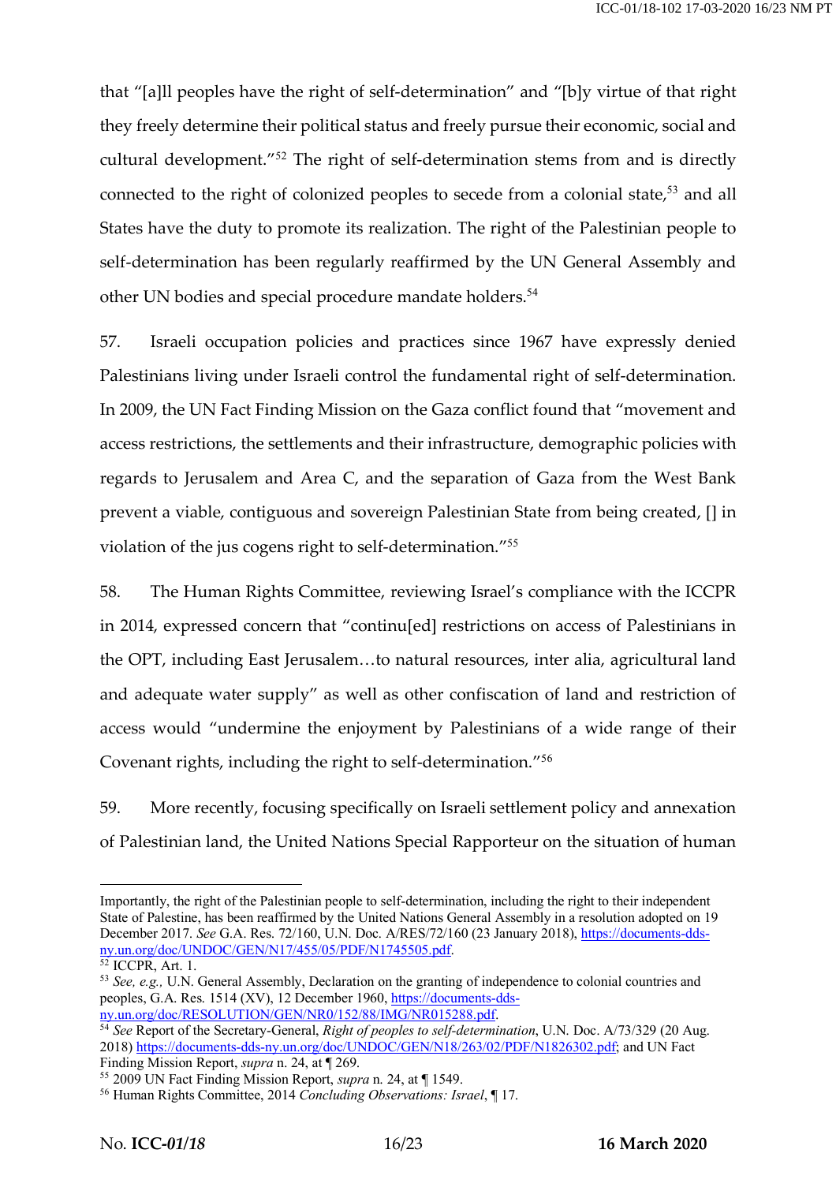that "[a]ll peoples have the right of self-determination" and "[b]y virtue of that right they freely determine their political status and freely pursue their economic, social and cultural development."[52] The right of self-determination stems from and is directly connected to the right of colonized peoples to secede from a colonial state,[53] and all States have the duty to promote its realization. The right of the Palestinian people to self-determination has been regularly reaffirmed by the UN General Assembly and other UN bodies and special procedure mandate holders.[54]

57. Israeli occupation policies and practices since 1967 have expressly denied Palestinians living under Israeli control the fundamental right of self-determination. In 2009, the UN Fact Finding Mission on the Gaza conflict found that "movement and access restrictions, the settlements and their infrastructure, demographic policies with regards to Jerusalem and Area C, and the separation of Gaza from the West Bank prevent a viable, contiguous and sovereign Palestinian State from being created, [] in violation of the jus cogens right to self-determination."[55]

58. The Human Rights Committee, reviewing Israel's compliance with the ICCPR in 2014, expressed concern that "continu[ed] restrictions on access of Palestinians in the OPT, including East Jerusalem…to natural resources, inter alia, agricultural land and adequate water supply" as well as other confiscation of land and restriction of access would "undermine the enjoyment by Palestinians of a wide range of their Covenant rights, including the right to self-determination."[56]

59. More recently, focusing specifically on Israeli settlement policy and annexation of Palestinian land, the United Nations Special Rapporteur on the situation of human

---

Importantly, the right of the Palestinian people to self-determination, including the right to their independent State of Palestine, has been reaffirmed by the United Nations General Assembly in a resolution adopted on 19 December 2017. *See* G.A. Res. 72/160, U.N. Doc. A/RES/72/160 (23 January 2018), https://documents-dds-ny.un.org/doc/UNDOC/GEN/N17/455/05/PDF/N1745505.pdf.

[52] ICCPR, Art. 1.

[53] *See, e.g.,* U.N. General Assembly, Declaration on the granting of independence to colonial countries and peoples, G.A. Res. 1514 (XV), 12 December 1960, https://documents-dds-ny.un.org/doc/RESOLUTION/GEN/NR0/152/88/IMG/NR015288.pdf.

[54] *See* Report of the Secretary-General, *Right of peoples to self-determination*, U.N. Doc. A/73/329 (20 Aug. 2018) https://documents-dds-ny.un.org/doc/UNDOC/GEN/N18/263/02/PDF/N1826302.pdf; and UN Fact Finding Mission Report, *supra* n. 24, at ¶ 269.

[55] 2009 UN Fact Finding Mission Report, *supra* n. 24, at ¶ 1549.

[56] Human Rights Committee, 2014 *Concluding Observations: Israel*, ¶ 17.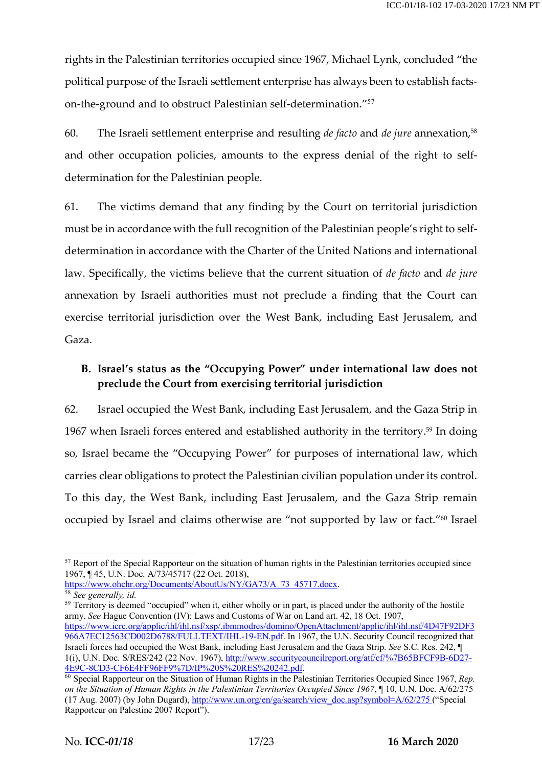rights in the Palestinian territories occupied since 1967, Michael Lynk, concluded "the political purpose of the Israeli settlement enterprise has always been to establish facts-on-the-ground and to obstruct Palestinian self-determination."[57]

60. The Israeli settlement enterprise and resulting *de facto* and *de jure* annexation,[58] and other occupation policies, amounts to the express denial of the right to self-determination for the Palestinian people.

61. The victims demand that any finding by the Court on territorial jurisdiction must be in accordance with the full recognition of the Palestinian people's right to self-determination in accordance with the Charter of the United Nations and international law. Specifically, the victims believe that the current situation of *de facto* and *de jure* annexation by Israeli authorities must not preclude a finding that the Court can exercise territorial jurisdiction over the West Bank, including East Jerusalem, and Gaza.

### B. Israel's status as the "Occupying Power" under international law does not preclude the Court from exercising territorial jurisdiction

62. Israel occupied the West Bank, including East Jerusalem, and the Gaza Strip in 1967 when Israeli forces entered and established authority in the territory.[59] In doing so, Israel became the "Occupying Power" for purposes of international law, which carries clear obligations to protect the Palestinian civilian population under its control. To this day, the West Bank, including East Jerusalem, and the Gaza Strip remain occupied by Israel and claims otherwise are "not supported by law or fact."[60] Israel

---

[57] Report of the Special Rapporteur on the situation of human rights in the Palestinian territories occupied since 1967, ¶ 45, U.N. Doc. A/73/45717 (22 Oct. 2018), https://www.ohchr.org/Documents/AboutUs/NY/GA73/A_73_45717.docx.

[58] *See generally, id.*

[59] Territory is deemed "occupied" when it, either wholly or in part, is placed under the authority of the hostile army. *See* Hague Convention (IV): Laws and Customs of War on Land art. 42, 18 Oct. 1907, https://www.icrc.org/applic/ihl/ihl.nsf/xsp/.ibmmodres/domino/OpenAttachment/applic/ihl/ihl.nsf/4D47F92DF3966A7EC12563CD002D6788/FULLTEXT/IHL-19-EN.pdf. In 1967, the U.N. Security Council recognized that Israeli forces had occupied the West Bank, including East Jerusalem and the Gaza Strip. *See* S.C. Res. 242, ¶ 1(i), U.N. Doc. S/RES/242 (22 Nov. 1967), http://www.securitycouncilreport.org/atf/cf/%7B65BFCF9B-6D27-4E9C-8CD3-CF6E4FF96FF9%7D/IP%20S%20RES%20242.pdf.

[60] Special Rapporteur on the Situation of Human Rights in the Palestinian Territories Occupied Since 1967, *Rep. on the Situation of Human Rights in the Palestinian Territories Occupied Since 1967*, ¶ 10, U.N. Doc. A/62/275 (17 Aug. 2007) (by John Dugard), http://www.un.org/en/ga/search/view_doc.asp?symbol=A/62/275 ("Special Rapporteur on Palestine 2007 Report").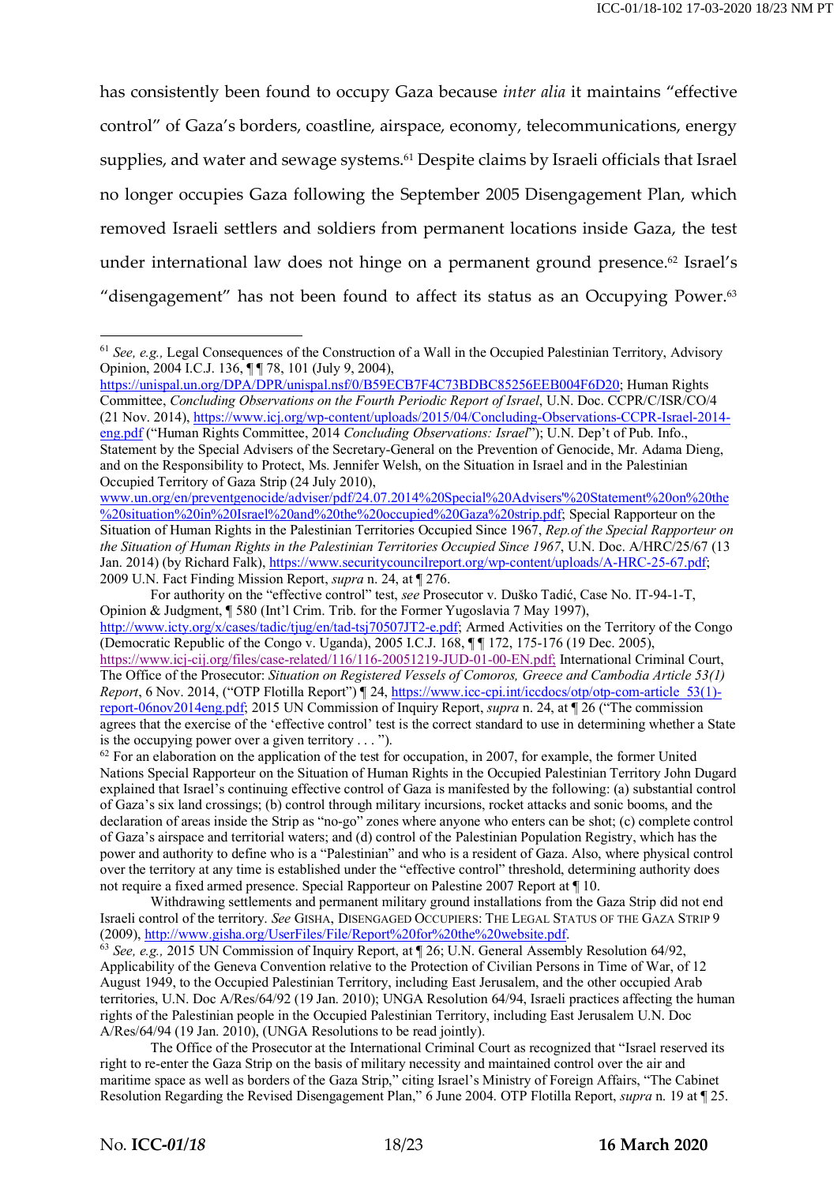has consistently been found to occupy Gaza because *inter alia* it maintains "effective control" of Gaza's borders, coastline, airspace, economy, telecommunications, energy supplies, and water and sewage systems.[61] Despite claims by Israeli officials that Israel no longer occupies Gaza following the September 2005 Disengagement Plan, which removed Israeli settlers and soldiers from permanent locations inside Gaza, the test under international law does not hinge on a permanent ground presence.[62] Israel's "disengagement" has not been found to affect its status as an Occupying Power.[63]

---

[61] *See, e.g.,* Legal Consequences of the Construction of a Wall in the Occupied Palestinian Territory, Advisory Opinion, 2004 I.C.J. 136, ¶ ¶ 78, 101 (July 9, 2004), https://unispal.un.org/DPA/DPR/unispal.nsf/0/B59ECB7F4C73BDBC85256EEB004F6D20; Human Rights Committee, *Concluding Observations on the Fourth Periodic Report of Israel*, U.N. Doc. CCPR/C/ISR/CO/4 (21 Nov. 2014), https://www.icj.org/wp-content/uploads/2015/04/Concluding-Observations-CCPR-Israel-2014-eng.pdf ("Human Rights Committee, 2014 *Concluding Observations: Israel*"); U.N. Dep't of Pub. Info., Statement by the Special Advisers of the Secretary-General on the Prevention of Genocide, Mr. Adama Dieng, and on the Responsibility to Protect, Ms. Jennifer Welsh, on the Situation in Israel and in the Palestinian Occupied Territory of Gaza Strip (24 July 2010), www.un.org/en/preventgenocide/adviser/pdf/24.07.2014%20Special%20Advisers'%20Statement%20on%20the%20situation%20in%20Israel%20and%20the%20occupied%20Gaza%20strip.pdf; Special Rapporteur on the Situation of Human Rights in the Palestinian Territories Occupied Since 1967, *Rep.of the Special Rapporteur on the Situation of Human Rights in the Palestinian Territories Occupied Since 1967*, U.N. Doc. A/HRC/25/67 (13 Jan. 2014) (by Richard Falk), https://www.securitycouncilreport.org/wp-content/uploads/A-HRC-25-67.pdf; 2009 U.N. Fact Finding Mission Report, *supra* n. 24, at ¶ 276.

For authority on the "effective control" test, *see* Prosecutor v. Duško Tadić, Case No. IT-94-1-T, Opinion & Judgment, ¶ 580 (Int'l Crim. Trib. for the Former Yugoslavia 7 May 1997), http://www.icty.org/x/cases/tadic/tjug/en/tad-tsj70507JT2-e.pdf; Armed Activities on the Territory of the Congo (Democratic Republic of the Congo v. Uganda), 2005 I.C.J. 168, ¶ ¶ 172, 175-176 (19 Dec. 2005), https://www.icj-cij.org/files/case-related/116/116-20051219-JUD-01-00-EN.pdf; International Criminal Court, The Office of the Prosecutor: *Situation on Registered Vessels of Comoros, Greece and Cambodia Article 53(1) Report*, 6 Nov. 2014, ("OTP Flotilla Report") ¶ 24, https://www.icc-cpi.int/iccdocs/otp/otp-com-article_53(1)-report-06nov2014eng.pdf; 2015 UN Commission of Inquiry Report, *supra* n. 24, at ¶ 26 ("The commission agrees that the exercise of the 'effective control' test is the correct standard to use in determining whether a State is the occupying power over a given territory . . . ").

[62] For an elaboration on the application of the test for occupation, in 2007, for example, the former United Nations Special Rapporteur on the Situation of Human Rights in the Occupied Palestinian Territory John Dugard explained that Israel's continuing effective control of Gaza is manifested by the following: (a) substantial control of Gaza's six land crossings; (b) control through military incursions, rocket attacks and sonic booms, and the declaration of areas inside the Strip as "no-go" zones where anyone who enters can be shot; (c) complete control of Gaza's airspace and territorial waters; and (d) control of the Palestinian Population Registry, which has the power and authority to define who is a "Palestinian" and who is a resident of Gaza. Also, where physical control over the territory at any time is established under the "effective control" threshold, determining authority does not require a fixed armed presence. Special Rapporteur on Palestine 2007 Report at ¶ 10.

Withdrawing settlements and permanent military ground installations from the Gaza Strip did not end Israeli control of the territory. *See* GISHA, DISENGAGED OCCUPIERS: THE LEGAL STATUS OF THE GAZA STRIP 9 (2009), http://www.gisha.org/UserFiles/File/Report%20for%20the%20website.pdf.

[63] *See, e.g.,* 2015 UN Commission of Inquiry Report, at ¶ 26; U.N. General Assembly Resolution 64/92, Applicability of the Geneva Convention relative to the Protection of Civilian Persons in Time of War, of 12 August 1949, to the Occupied Palestinian Territory, including East Jerusalem, and the other occupied Arab territories, U.N. Doc A/Res/64/92 (19 Jan. 2010); UNGA Resolution 64/94, Israeli practices affecting the human rights of the Palestinian people in the Occupied Palestinian Territory, including East Jerusalem U.N. Doc A/Res/64/94 (19 Jan. 2010), (UNGA Resolutions to be read jointly).

The Office of the Prosecutor at the International Criminal Court as recognized that "Israel reserved its right to re-enter the Gaza Strip on the basis of military necessity and maintained control over the air and maritime space as well as borders of the Gaza Strip," citing Israel's Ministry of Foreign Affairs, "The Cabinet Resolution Regarding the Revised Disengagement Plan," 6 June 2004. OTP Flotilla Report, *supra* n. 19 at ¶ 25.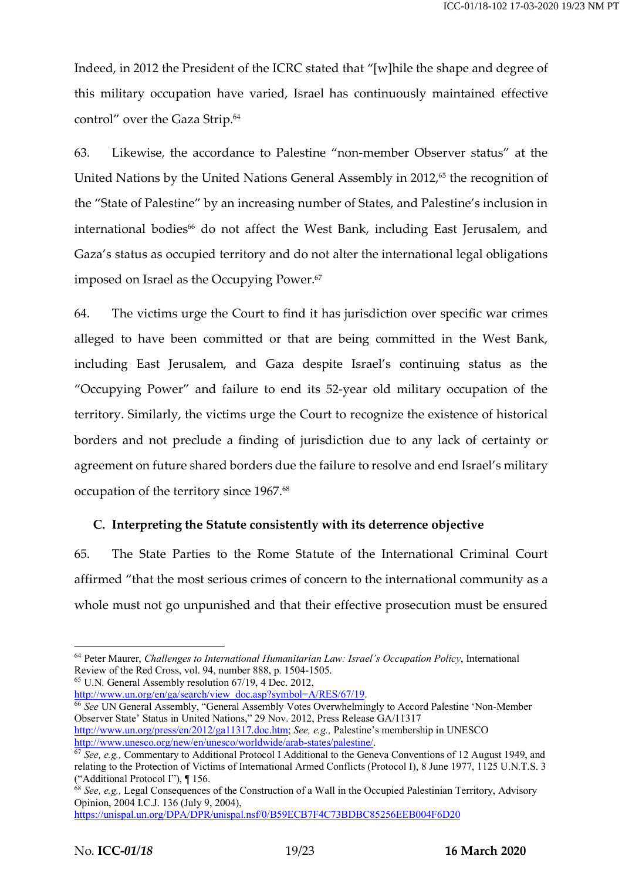Indeed, in 2012 the President of the ICRC stated that "[w]hile the shape and degree of this military occupation have varied, Israel has continuously maintained effective control" over the Gaza Strip.[64]

63. Likewise, the accordance to Palestine "non-member Observer status" at the United Nations by the United Nations General Assembly in 2012,[65] the recognition of the "State of Palestine" by an increasing number of States, and Palestine's inclusion in international bodies[66] do not affect the West Bank, including East Jerusalem, and Gaza's status as occupied territory and do not alter the international legal obligations imposed on Israel as the Occupying Power.[67]

64. The victims urge the Court to find it has jurisdiction over specific war crimes alleged to have been committed or that are being committed in the West Bank, including East Jerusalem, and Gaza despite Israel's continuing status as the "Occupying Power" and failure to end its 52-year old military occupation of the territory. Similarly, the victims urge the Court to recognize the existence of historical borders and not preclude a finding of jurisdiction due to any lack of certainty or agreement on future shared borders due the failure to resolve and end Israel's military occupation of the territory since 1967.[68]

### C. Interpreting the Statute consistently with its deterrence objective

65. The State Parties to the Rome Statute of the International Criminal Court affirmed "that the most serious crimes of concern to the international community as a whole must not go unpunished and that their effective prosecution must be ensured

---

[64] Peter Maurer, *Challenges to International Humanitarian Law: Israel's Occupation Policy*, International Review of the Red Cross, vol. 94, number 888, p. 1504-1505.

[65] U.N. General Assembly resolution 67/19, 4 Dec. 2012, http://www.un.org/ga/search/view_doc.asp?symbol=A/RES/67/19.

[66] *See* UN General Assembly, "General Assembly Votes Overwhelmingly to Accord Palestine 'Non-Member Observer State' Status in United Nations," 29 Nov. 2012, Press Release GA/11317 http://www.un.org/press/en/2012/ga11317.doc.htm; *See, e.g.,* Palestine's membership in UNESCO http://www.unesco.org/new/en/unesco/worldwide/arab-states/palestine/.

[67] *See, e.g.,* Commentary to Additional Protocol I Additional to the Geneva Conventions of 12 August 1949, and relating to the Protection of Victims of International Armed Conflicts (Protocol I), 8 June 1977, 1125 U.N.T.S. 3 ("Additional Protocol I"), ¶ 156.

[68] *See, e.g.,* Legal Consequences of the Construction of a Wall in the Occupied Palestinian Territory, Advisory Opinion, 2004 I.C.J. 136 (July 9, 2004), https://unispal.un.org/DPA/DPR/unispal.nsf/0/B59ECB7F4C73BDBC85256EEB004F6D20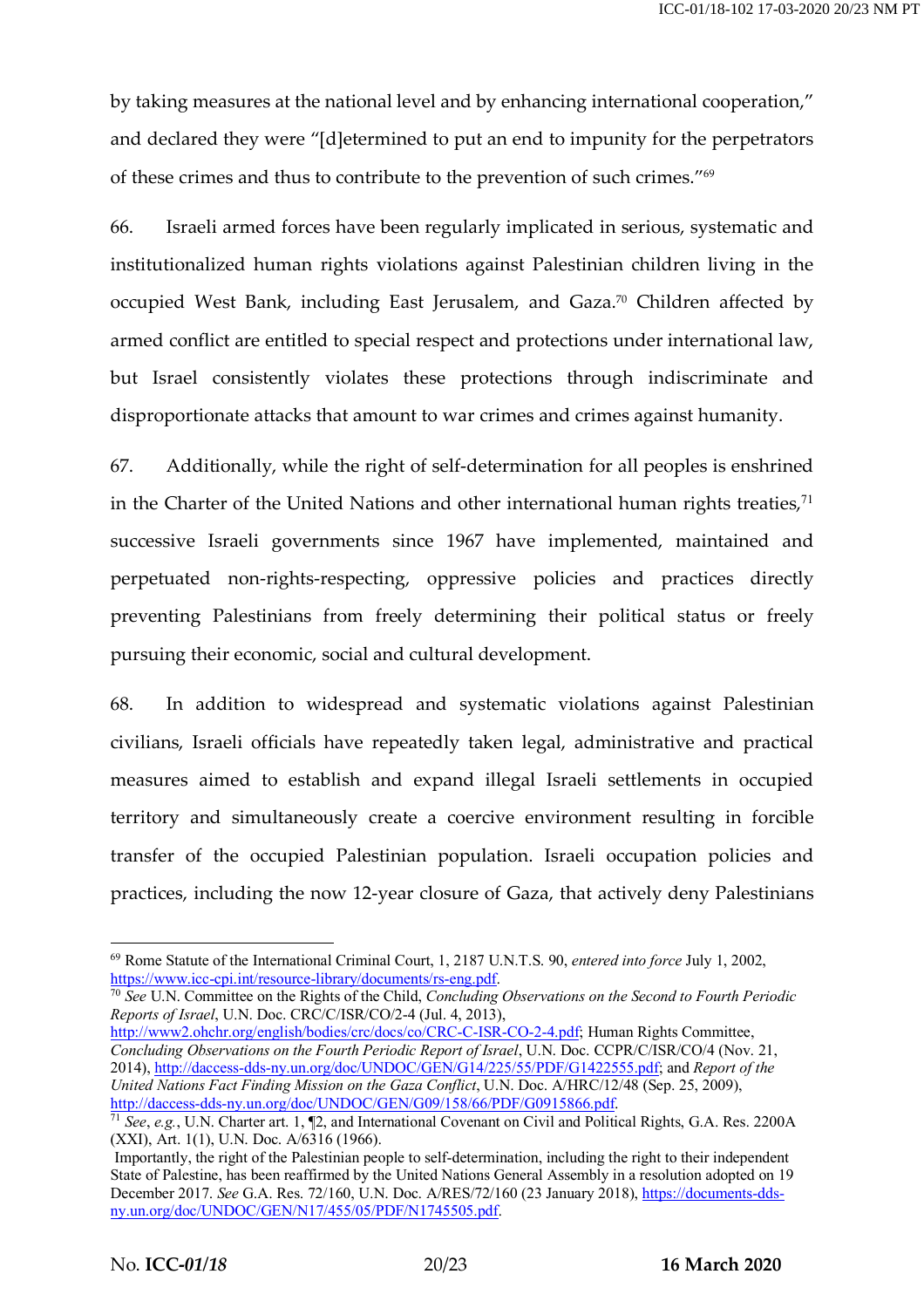by taking measures at the national level and by enhancing international cooperation," and declared they were "[d]etermined to put an end to impunity for the perpetrators of these crimes and thus to contribute to the prevention of such crimes."[69]

66. Israeli armed forces have been regularly implicated in serious, systematic and institutionalized human rights violations against Palestinian children living in the occupied West Bank, including East Jerusalem, and Gaza.[70] Children affected by armed conflict are entitled to special respect and protections under international law, but Israel consistently violates these protections through indiscriminate and disproportionate attacks that amount to war crimes and crimes against humanity.

67. Additionally, while the right of self-determination for all peoples is enshrined in the Charter of the United Nations and other international human rights treaties,[71] successive Israeli governments since 1967 have implemented, maintained and perpetuated non-rights-respecting, oppressive policies and practices directly preventing Palestinians from freely determining their political status or freely pursuing their economic, social and cultural development.

68. In addition to widespread and systematic violations against Palestinian civilians, Israeli officials have repeatedly taken legal, administrative and practical measures aimed to establish and expand illegal Israeli settlements in occupied territory and simultaneously create a coercive environment resulting in forcible transfer of the occupied Palestinian population. Israeli occupation policies and practices, including the now 12-year closure of Gaza, that actively deny Palestinians

---

[69] Rome Statute of the International Criminal Court, 1, 2187 U.N.T.S. 90, *entered into force* July 1, 2002, https://www.icc-cpi.int/resource-library/documents/rs-eng.pdf.

[70] *See* U.N. Committee on the Rights of the Child, *Concluding Observations on the Second to Fourth Periodic Reports of Israel*, U.N. Doc. CRC/C/ISR/CO/2-4 (Jul. 4, 2013), http://www2.ohchr.org/english/bodies/crc/docs/co/CRC-C-ISR-CO-2-4.pdf; Human Rights Committee, *Concluding Observations on the Fourth Periodic Report of Israel*, U.N. Doc. CCPR/C/ISR/CO/4 (Nov. 21, 2014), http://daccess-dds-ny.un.org/doc/UNDOC/GEN/G14/225/55/PDF/G1422555.pdf; and *Report of the United Nations Fact Finding Mission on the Gaza Conflict*, U.N. Doc. A/HRC/12/48 (Sep. 25, 2009), http://daccess-dds-ny.un.org/doc/UNDOC/GEN/G09/158/66/PDF/G0915866.pdf.

[71] *See*, *e.g.*, U.N. Charter art. 1, ¶2, and International Covenant on Civil and Political Rights, G.A. Res. 2200A (XXI), Art. 1(1), U.N. Doc. A/6316 (1966).

Importantly, the right of the Palestinian people to self-determination, including the right to their independent State of Palestine, has been reaffirmed by the United Nations General Assembly in a resolution adopted on 19 December 2017. *See* G.A. Res. 72/160, U.N. Doc. A/RES/72/160 (23 January 2018), https://documents-dds-ny.un.org/doc/UNDOC/GEN/N17/455/05/PDF/N1745505.pdf.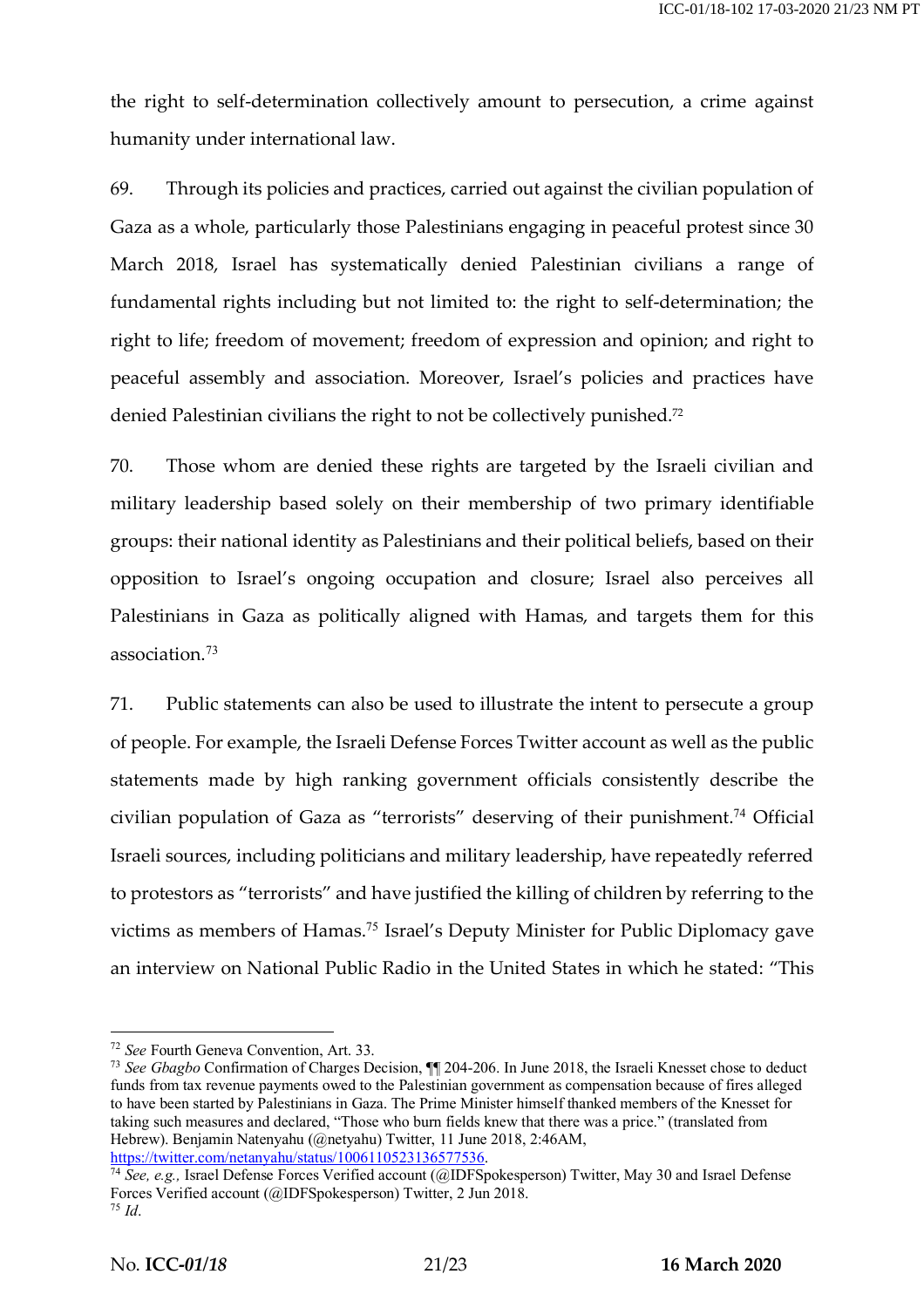the right to self-determination collectively amount to persecution, a crime against humanity under international law.

69. Through its policies and practices, carried out against the civilian population of Gaza as a whole, particularly those Palestinians engaging in peaceful protest since 30 March 2018, Israel has systematically denied Palestinian civilians a range of fundamental rights including but not limited to: the right to self-determination; the right to life; freedom of movement; freedom of expression and opinion; and right to peaceful assembly and association. Moreover, Israel's policies and practices have denied Palestinian civilians the right to not be collectively punished.[72]

70. Those whom are denied these rights are targeted by the Israeli civilian and military leadership based solely on their membership of two primary identifiable groups: their national identity as Palestinians and their political beliefs, based on their opposition to Israel's ongoing occupation and closure; Israel also perceives all Palestinians in Gaza as politically aligned with Hamas, and targets them for this association.[73]

71. Public statements can also be used to illustrate the intent to persecute a group of people. For example, the Israeli Defense Forces Twitter account as well as the public statements made by high ranking government officials consistently describe the civilian population of Gaza as "terrorists" deserving of their punishment.[74] Official Israeli sources, including politicians and military leadership, have repeatedly referred to protestors as "terrorists" and have justified the killing of children by referring to the victims as members of Hamas.[75] Israel's Deputy Minister for Public Diplomacy gave an interview on National Public Radio in the United States in which he stated: "This

---

[72] *See* Fourth Geneva Convention, Art. 33.

[73] *See Gbagbo* Confirmation of Charges Decision, ¶¶ 204-206. In June 2018, the Israeli Knesset chose to deduct funds from tax revenue payments owed to the Palestinian government as compensation because of fires alleged to have been started by Palestinians in Gaza. The Prime Minister himself thanked members of the Knesset for taking such measures and declared, "Those who burn fields knew that there was a price." (translated from Hebrew). Benjamin Natenyahu (@netyahu) Twitter, 11 June 2018, 2:46AM, https://twitter.com/netanyahu/status/1006110523136577536.

[74] *See, e.g.,* Israel Defense Forces Verified account (@IDFSpokesperson) Twitter, May 30 and Israel Defense Forces Verified account (@IDFSpokesperson) Twitter, 2 Jun 2018.

[75] *Id.*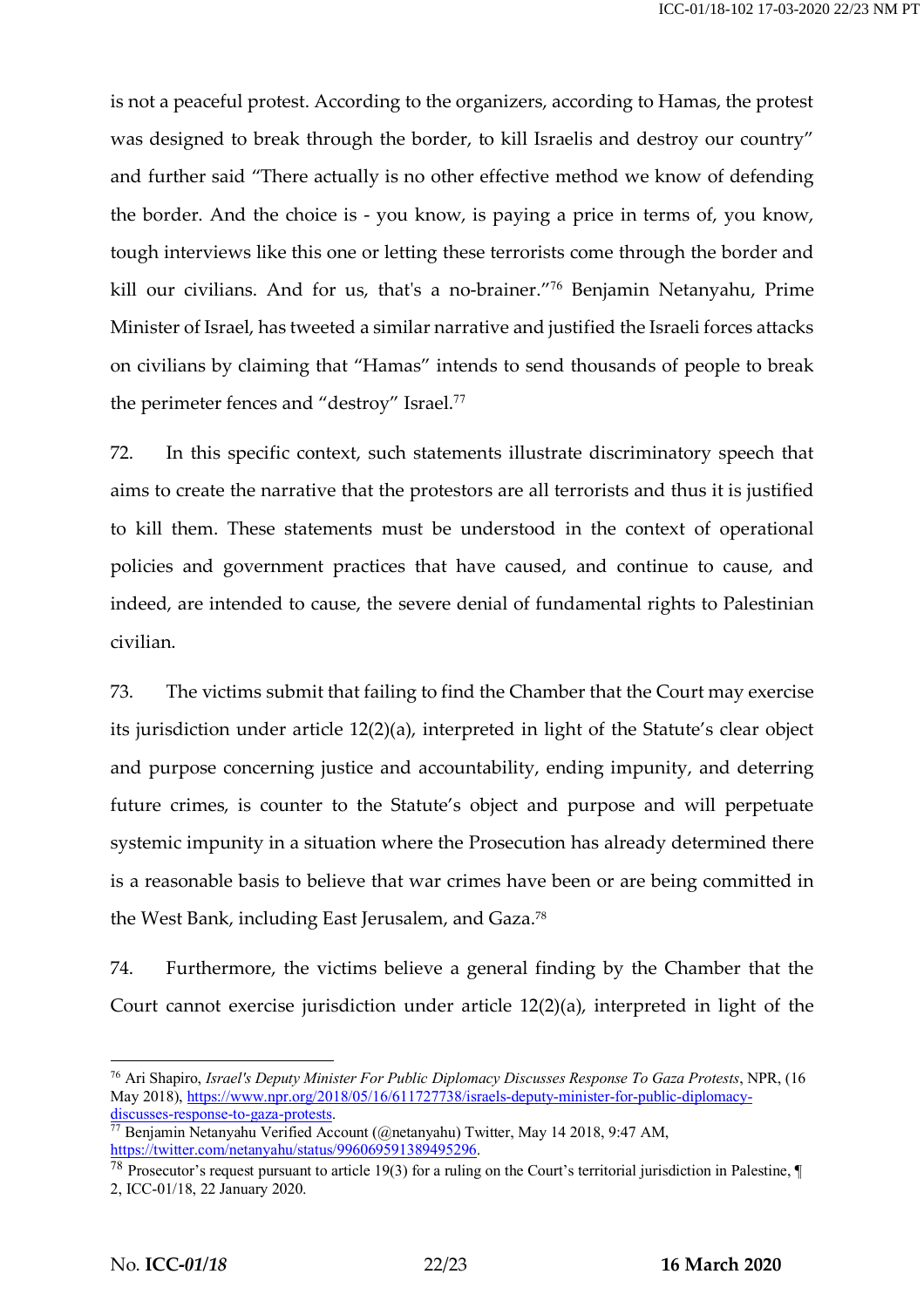is not a peaceful protest. According to the organizers, according to Hamas, the protest was designed to break through the border, to kill Israelis and destroy our country" and further said "There actually is no other effective method we know of defending the border. And the choice is - you know, is paying a price in terms of, you know, tough interviews like this one or letting these terrorists come through the border and kill our civilians. And for us, that's a no-brainer."[76] Benjamin Netanyahu, Prime Minister of Israel, has tweeted a similar narrative and justified the Israeli forces attacks on civilians by claiming that "Hamas" intends to send thousands of people to break the perimeter fences and "destroy" Israel.[77]

72. In this specific context, such statements illustrate discriminatory speech that aims to create the narrative that the protestors are all terrorists and thus it is justified to kill them. These statements must be understood in the context of operational policies and government practices that have caused, and continue to cause, and indeed, are intended to cause, the severe denial of fundamental rights to Palestinian civilian.

73. The victims submit that failing to find the Chamber that the Court may exercise its jurisdiction under article 12(2)(a), interpreted in light of the Statute's clear object and purpose concerning justice and accountability, ending impunity, and deterring future crimes, is counter to the Statute's object and purpose and will perpetuate systemic impunity in a situation where the Prosecution has already determined there is a reasonable basis to believe that war crimes have been or are being committed in the West Bank, including East Jerusalem, and Gaza.[78]

74. Furthermore, the victims believe a general finding by the Chamber that the Court cannot exercise jurisdiction under article 12(2)(a), interpreted in light of the

---

[76] Ari Shapiro, *Israel's Deputy Minister For Public Diplomacy Discusses Response To Gaza Protests*, NPR, (16 May 2018), https://www.npr.org/2018/05/16/611727738/israels-deputy-minister-for-public-diplomacy-discusses-response-to-gaza-protests.

[77] Benjamin Netanyahu Verified Account (@netanyahu) Twitter, May 14 2018, 9:47 AM, https://twitter.com/netanyahu/status/996069591389495296.

[78] Prosecutor's request pursuant to article 19(3) for a ruling on the Court's territorial jurisdiction in Palestine, ¶ 2, ICC-01/18, 22 January 2020.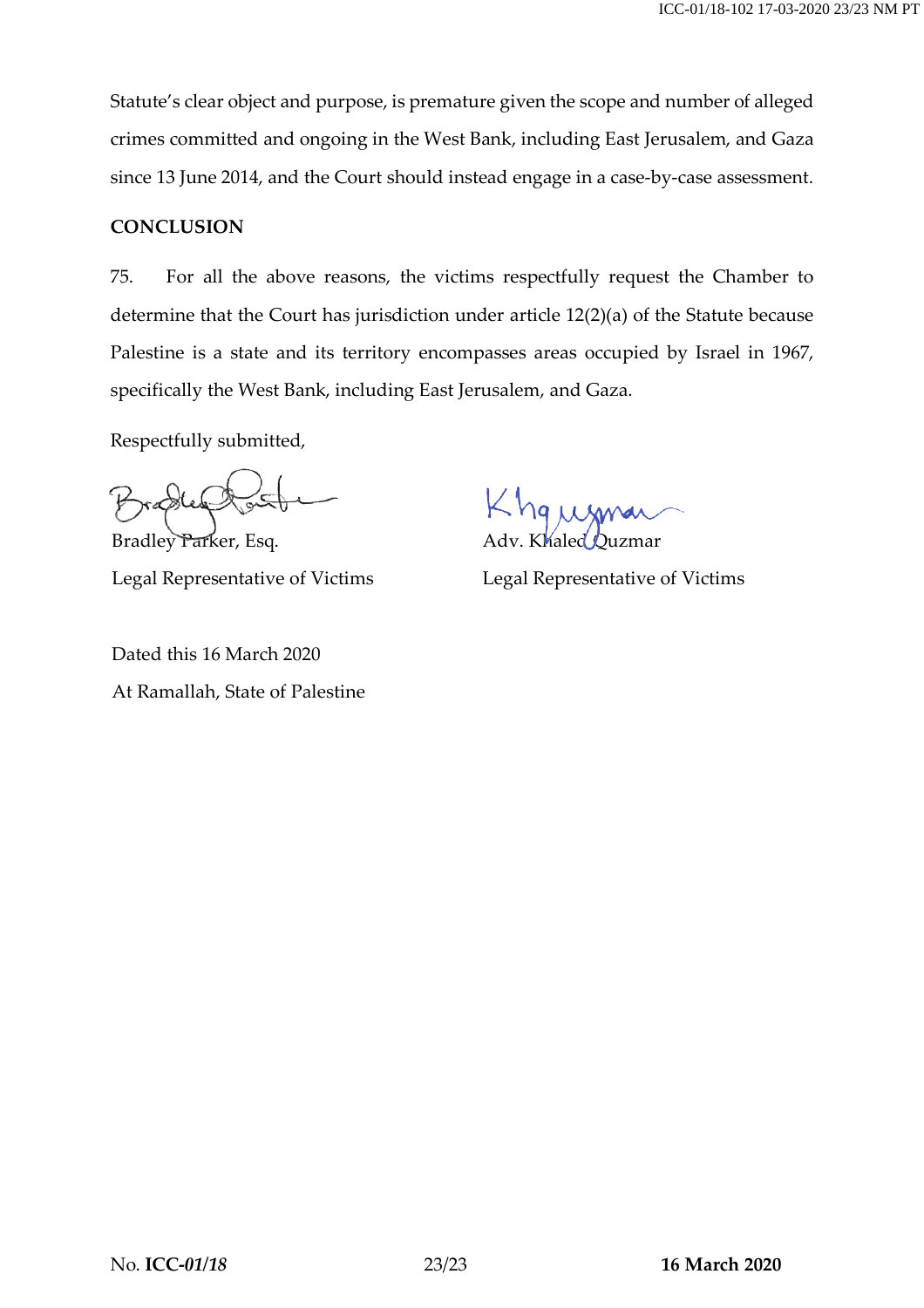Statute's clear object and purpose, is premature given the scope and number of alleged crimes committed and ongoing in the West Bank, including East Jerusalem, and Gaza since 13 June 2014, and the Court should instead engage in a case-by-case assessment.

**CONCLUSION**

75. For all the above reasons, the victims respectfully request the Chamber to determine that the Court has jurisdiction under article 12(2)(a) of the Statute because Palestine is a state and its territory encompasses areas occupied by Israel in 1967, specifically the West Bank, including East Jerusalem, and Gaza.

Respectfully submitted,

Bradley Parker, Esq.
Legal Representative of Victims

Adv. Khaled Quzmar
Legal Representative of Victims

Dated this 16 March 2020

At Ramallah, State of Palestine